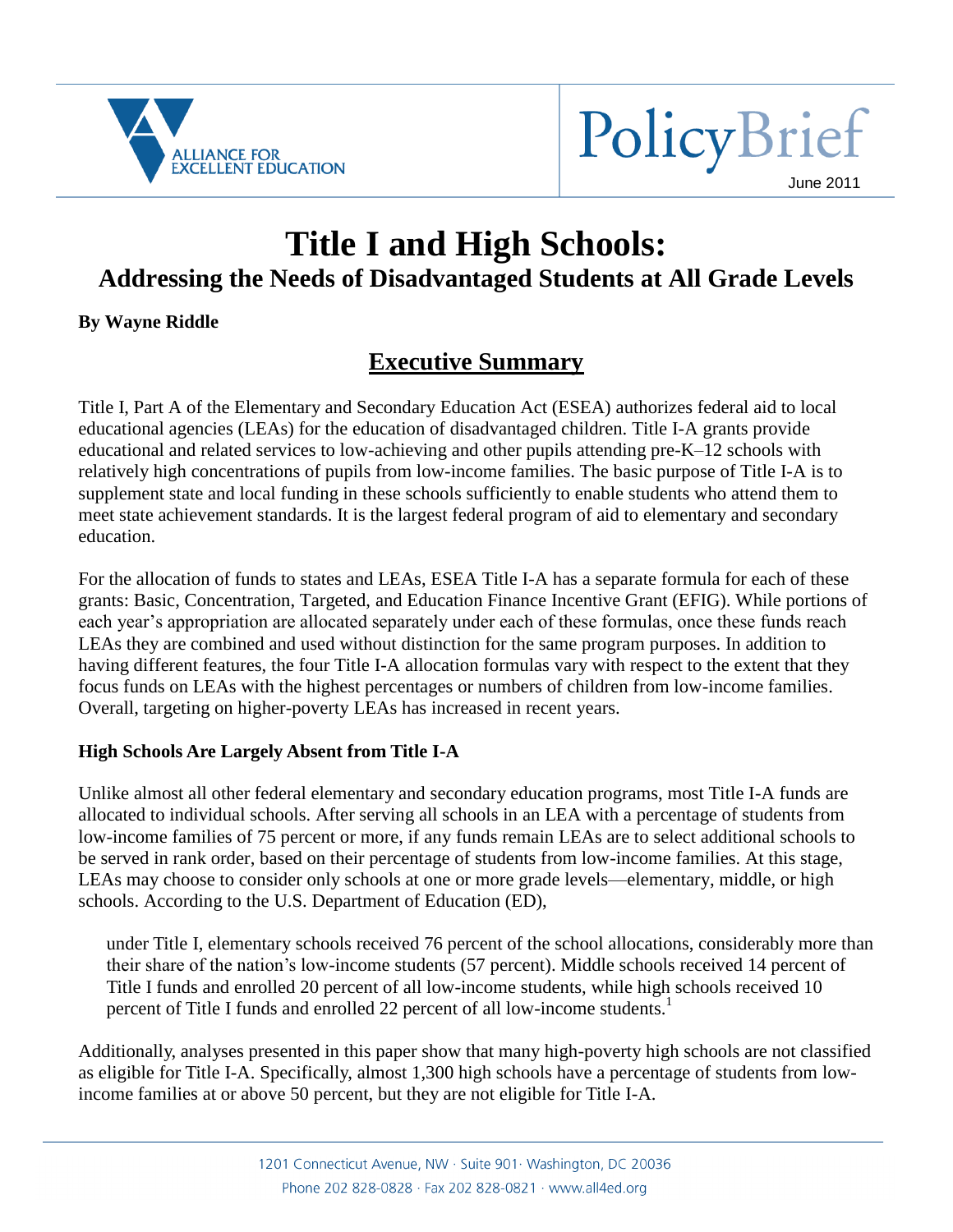PolicyBrief

June 2011

# Title I and High Schools:

## Addressing the Needs of Disadvantaged Students at All Grade Levels

**By Wayne Riddle**

## Executive Summary

Title I, Part A of the Elementary and Secondary Education Act (ESEA) authorizes federal aid to local educational agencies (LEAs) for the education of disadvantaged children. Title I-A grants provide educational and related services to low-achieving and other pupils attending pre-K–12 schools with relatively high concentrations of pupils from low-income families. The basic purpose of Title I-A is to supplement state and local funding in these schools sufficiently to enable students who attend them to meet state achievement standards. It is the largest federal program of aid to elementary and secondary education.

For the allocation of funds to states and LEAs, ESEA Title I-A has a separate formula for each of these grants: Basic, Concentration, Targeted, and Education Finance Incentive Grant (EFIG). While portions of each year's appropriation are allocated separately under each of these formulas, once these funds reach LEAs they are combined and used without distinction for the same program purposes. In addition to having different features, the four Title I-A allocation formulas vary with respect to the extent that they focus funds on LEAs with the highest percentages or numbers of children from low-income families. Overall, targeting on higher-poverty LEAs has increased in recent years.

### High Schools Are Largely Absent from Title I-A

Unlike almost all other federal elementary and secondary education programs, most Title I-A funds are allocated to individual schools. After serving all schools in an LEA with a percentage of students from low-income families of 75 percent or more, if any funds remain LEAs are to select additional schools to be served in rank order, based on their percentage of students from low-income families. At this stage, LEAs may choose to consider only schools at one or more grade levels—elementary, middle, or high schools. According to the U.S. Department of Education (ED),

> under Title I, elementary schools received 76 percent of the school allocations, considerably more than their share of the nation's low-income students (57 percent). Middle schools received 14 percent of Title I funds and enrolled 20 percent of all low-income students, while high schools received 10 percent of Title I funds and enrolled 22 percent of all low-income students.[1]

Additionally, analyses presented in this paper show that many high-poverty high schools are not classified as eligible for Title I-A. Specifically, almost 1,300 high schools have a percentage of students from low-income families at or above 50 percent, but they are not eligible for Title I-A.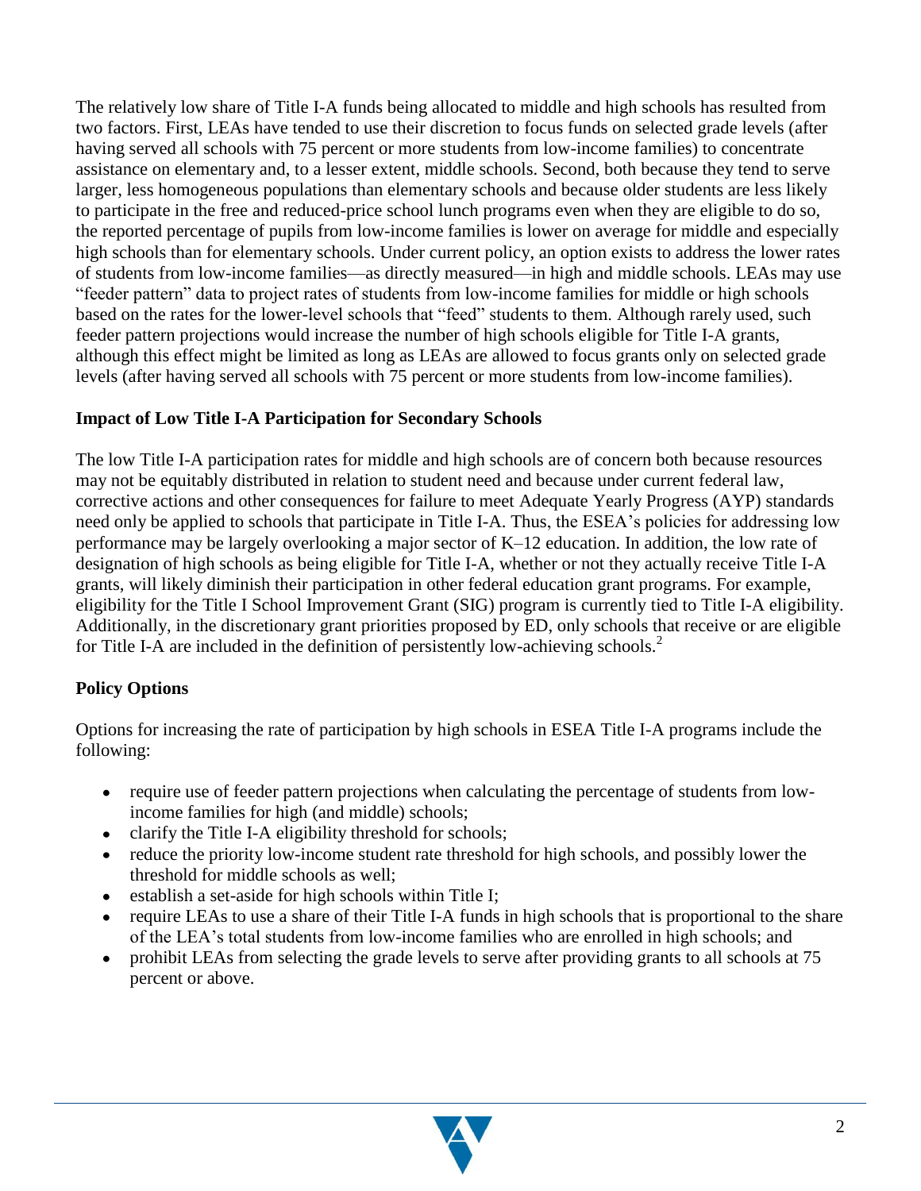The relatively low share of Title I-A funds being allocated to middle and high schools has resulted from two factors. First, LEAs have tended to use their discretion to focus funds on selected grade levels (after having served all schools with 75 percent or more students from low-income families) to concentrate assistance on elementary and, to a lesser extent, middle schools. Second, both because they tend to serve larger, less homogeneous populations than elementary schools and because older students are less likely to participate in the free and reduced-price school lunch programs even when they are eligible to do so, the reported percentage of pupils from low-income families is lower on average for middle and especially high schools than for elementary schools. Under current policy, an option exists to address the lower rates of students from low-income families—as directly measured—in high and middle schools. LEAs may use "feeder pattern" data to project rates of students from low-income families for middle or high schools based on the rates for the lower-level schools that "feed" students to them. Although rarely used, such feeder pattern projections would increase the number of high schools eligible for Title I-A grants, although this effect might be limited as long as LEAs are allowed to focus grants only on selected grade levels (after having served all schools with 75 percent or more students from low-income families).

### Impact of Low Title I-A Participation for Secondary Schools

The low Title I-A participation rates for middle and high schools are of concern both because resources may not be equitably distributed in relation to student need and because under current federal law, corrective actions and other consequences for failure to meet Adequate Yearly Progress (AYP) standards need only be applied to schools that participate in Title I-A. Thus, the ESEA's policies for addressing low performance may be largely overlooking a major sector of K–12 education. In addition, the low rate of designation of high schools as being eligible for Title I-A, whether or not they actually receive Title I-A grants, will likely diminish their participation in other federal education grant programs. For example, eligibility for the Title I School Improvement Grant (SIG) program is currently tied to Title I-A eligibility. Additionally, in the discretionary grant priorities proposed by ED, only schools that receive or are eligible for Title I-A are included in the definition of persistently low-achieving schools.[2]

### Policy Options

Options for increasing the rate of participation by high schools in ESEA Title I-A programs include the following:

- require use of feeder pattern projections when calculating the percentage of students from low-income families for high (and middle) schools;
- clarify the Title I-A eligibility threshold for schools;
- reduce the priority low-income student rate threshold for high schools, and possibly lower the threshold for middle schools as well;
- establish a set-aside for high schools within Title I;
- require LEAs to use a share of their Title I-A funds in high schools that is proportional to the share of the LEA's total students from low-income families who are enrolled in high schools; and
- prohibit LEAs from selecting the grade levels to serve after providing grants to all schools at 75 percent or above.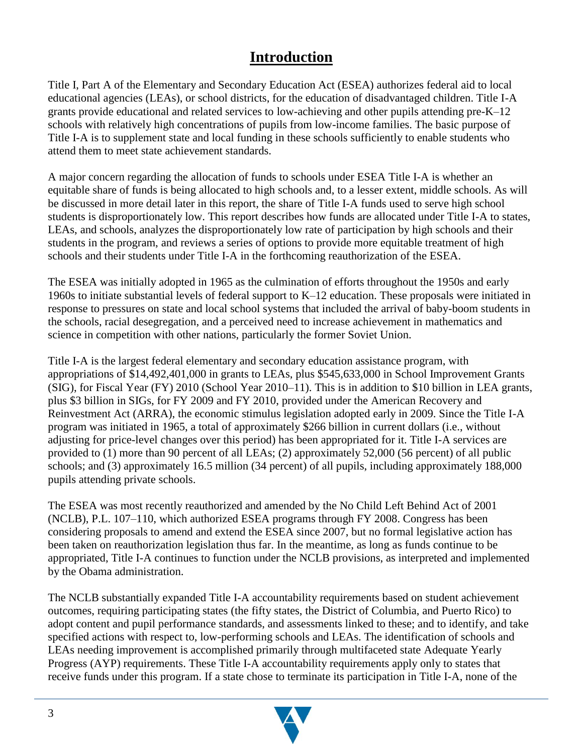# Introduction

Title I, Part A of the Elementary and Secondary Education Act (ESEA) authorizes federal aid to local educational agencies (LEAs), or school districts, for the education of disadvantaged children. Title I-A grants provide educational and related services to low-achieving and other pupils attending pre-K–12 schools with relatively high concentrations of pupils from low-income families. The basic purpose of Title I-A is to supplement state and local funding in these schools sufficiently to enable students who attend them to meet state achievement standards.

A major concern regarding the allocation of funds to schools under ESEA Title I-A is whether an equitable share of funds is being allocated to high schools and, to a lesser extent, middle schools. As will be discussed in more detail later in this report, the share of Title I-A funds used to serve high school students is disproportionately low. This report describes how funds are allocated under Title I-A to states, LEAs, and schools, analyzes the disproportionately low rate of participation by high schools and their students in the program, and reviews a series of options to provide more equitable treatment of high schools and their students under Title I-A in the forthcoming reauthorization of the ESEA.

The ESEA was initially adopted in 1965 as the culmination of efforts throughout the 1950s and early 1960s to initiate substantial levels of federal support to K–12 education. These proposals were initiated in response to pressures on state and local school systems that included the arrival of baby-boom students in the schools, racial desegregation, and a perceived need to increase achievement in mathematics and science in competition with other nations, particularly the former Soviet Union.

Title I-A is the largest federal elementary and secondary education assistance program, with appropriations of $14,492,401,000 in grants to LEAs, plus $545,633,000 in School Improvement Grants (SIG), for Fiscal Year (FY) 2010 (School Year 2010–11). This is in addition to $10 billion in LEA grants, plus $3 billion in SIGs, for FY 2009 and FY 2010, provided under the American Recovery and Reinvestment Act (ARRA), the economic stimulus legislation adopted early in 2009. Since the Title I-A program was initiated in 1965, a total of approximately $266 billion in current dollars (i.e., without adjusting for price-level changes over this period) has been appropriated for it. Title I-A services are provided to (1) more than 90 percent of all LEAs; (2) approximately 52,000 (56 percent) of all public schools; and (3) approximately 16.5 million (34 percent) of all pupils, including approximately 188,000 pupils attending private schools.

The ESEA was most recently reauthorized and amended by the No Child Left Behind Act of 2001 (NCLB), P.L. 107–110, which authorized ESEA programs through FY 2008. Congress has been considering proposals to amend and extend the ESEA since 2007, but no formal legislative action has been taken on reauthorization legislation thus far. In the meantime, as long as funds continue to be appropriated, Title I-A continues to function under the NCLB provisions, as interpreted and implemented by the Obama administration.

The NCLB substantially expanded Title I-A accountability requirements based on student achievement outcomes, requiring participating states (the fifty states, the District of Columbia, and Puerto Rico) to adopt content and pupil performance standards, and assessments linked to these; and to identify, and take specified actions with respect to, low-performing schools and LEAs. The identification of schools and LEAs needing improvement is accomplished primarily through multifaceted state Adequate Yearly Progress (AYP) requirements. These Title I-A accountability requirements apply only to states that receive funds under this program. If a state chose to terminate its participation in Title I-A, none of the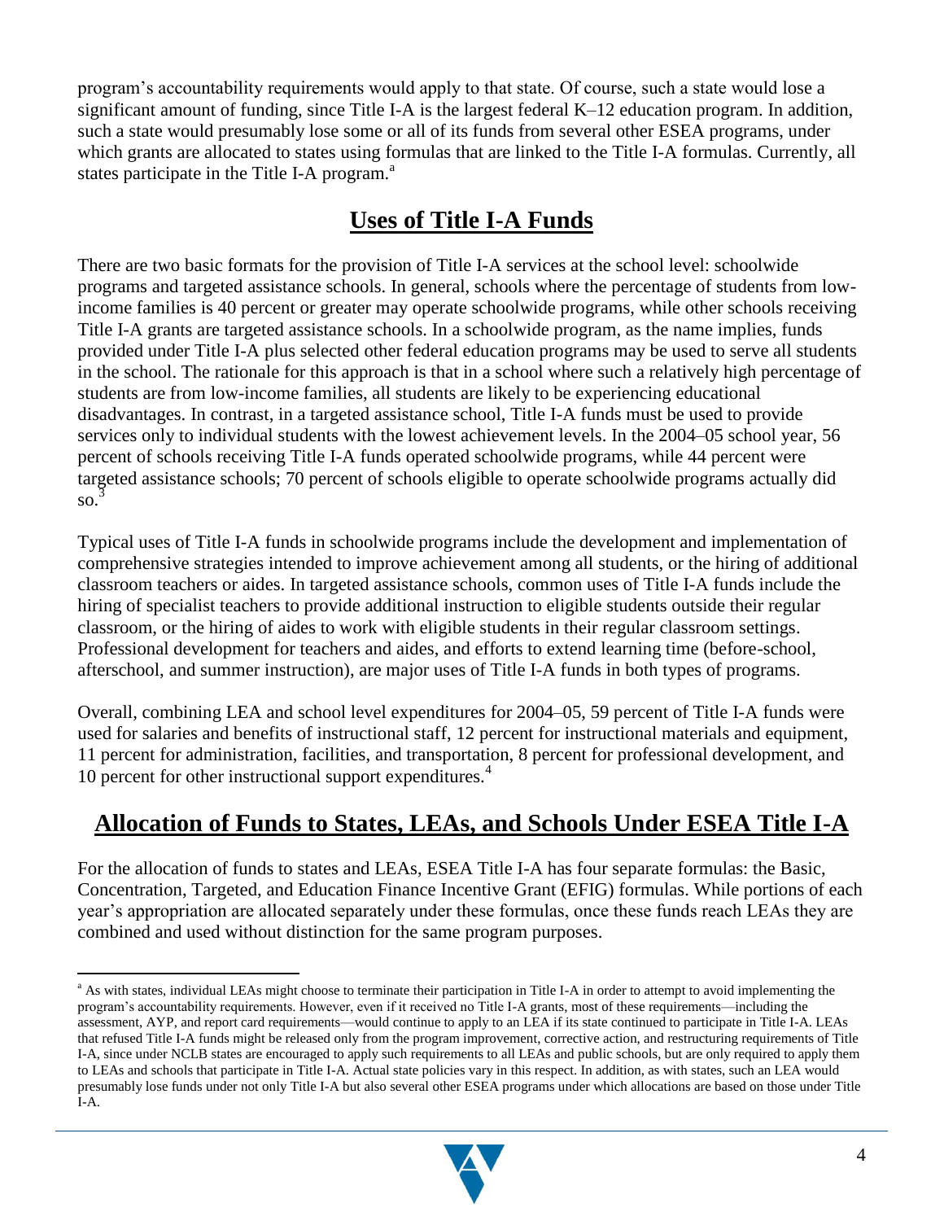program's accountability requirements would apply to that state. Of course, such a state would lose a significant amount of funding, since Title I-A is the largest federal K–12 education program. In addition, such a state would presumably lose some or all of its funds from several other ESEA programs, under which grants are allocated to states using formulas that are linked to the Title I-A formulas. Currently, all states participate in the Title I-A program.[a]

## Uses of Title I-A Funds

There are two basic formats for the provision of Title I-A services at the school level: schoolwide programs and targeted assistance schools. In general, schools where the percentage of students from low-income families is 40 percent or greater may operate schoolwide programs, while other schools receiving Title I-A grants are targeted assistance schools. In a schoolwide program, as the name implies, funds provided under Title I-A plus selected other federal education programs may be used to serve all students in the school. The rationale for this approach is that in a school where such a relatively high percentage of students are from low-income families, all students are likely to be experiencing educational disadvantages. In contrast, in a targeted assistance school, Title I-A funds must be used to provide services only to individual students with the lowest achievement levels. In the 2004–05 school year, 56 percent of schools receiving Title I-A funds operated schoolwide programs, while 44 percent were targeted assistance schools; 70 percent of schools eligible to operate schoolwide programs actually did so.[3]

Typical uses of Title I-A funds in schoolwide programs include the development and implementation of comprehensive strategies intended to improve achievement among all students, or the hiring of additional classroom teachers or aides. In targeted assistance schools, common uses of Title I-A funds include the hiring of specialist teachers to provide additional instruction to eligible students outside their regular classroom, or the hiring of aides to work with eligible students in their regular classroom settings. Professional development for teachers and aides, and efforts to extend learning time (before-school, afterschool, and summer instruction), are major uses of Title I-A funds in both types of programs.

Overall, combining LEA and school level expenditures for 2004–05, 59 percent of Title I-A funds were used for salaries and benefits of instructional staff, 12 percent for instructional materials and equipment, 11 percent for administration, facilities, and transportation, 8 percent for professional development, and 10 percent for other instructional support expenditures.[4]

## Allocation of Funds to States, LEAs, and Schools Under ESEA Title I-A

For the allocation of funds to states and LEAs, ESEA Title I-A has four separate formulas: the Basic, Concentration, Targeted, and Education Finance Incentive Grant (EFIG) formulas. While portions of each year's appropriation are allocated separately under these formulas, once these funds reach LEAs they are combined and used without distinction for the same program purposes.

---

[a] As with states, individual LEAs might choose to terminate their participation in Title I-A in order to attempt to avoid implementing the program's accountability requirements. However, even if it received no Title I-A grants, most of these requirements—including the assessment, AYP, and report card requirements—would continue to apply to an LEA if its state continued to participate in Title I-A. LEAs that refused Title I-A funds might be released only from the program improvement, corrective action, and restructuring requirements of Title I-A, since under NCLB states are encouraged to apply such requirements to all LEAs and public schools, but are only required to apply them to LEAs and schools that participate in Title I-A. Actual state policies vary in this respect. In addition, as with states, such an LEA would presumably lose funds under not only Title I-A but also several other ESEA programs under which allocations are based on those under Title I-A.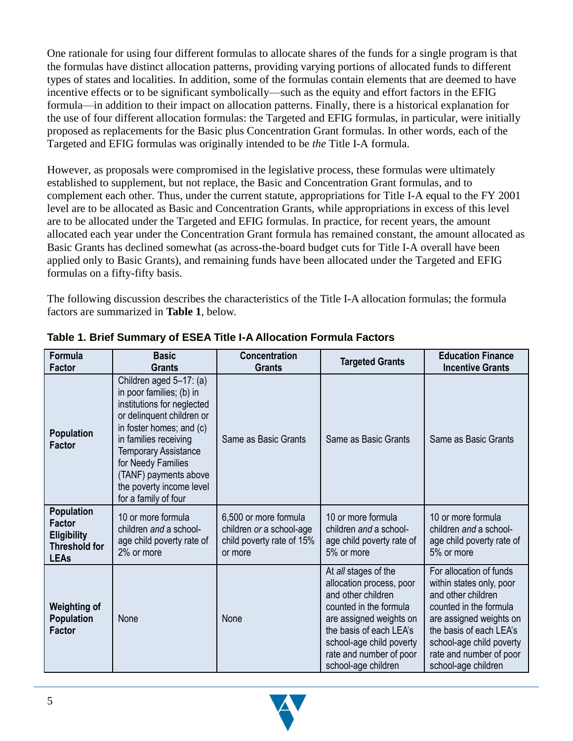One rationale for using four different formulas to allocate shares of the funds for a single program is that the formulas have distinct allocation patterns, providing varying portions of allocated funds to different types of states and localities. In addition, some of the formulas contain elements that are deemed to have incentive effects or to be significant symbolically—such as the equity and effort factors in the EFIG formula—in addition to their impact on allocation patterns. Finally, there is a historical explanation for the use of four different allocation formulas: the Targeted and EFIG formulas, in particular, were initially proposed as replacements for the Basic plus Concentration Grant formulas. In other words, each of the Targeted and EFIG formulas was originally intended to be *the* Title I-A formula.

However, as proposals were compromised in the legislative process, these formulas were ultimately established to supplement, but not replace, the Basic and Concentration Grant formulas, and to complement each other. Thus, under the current statute, appropriations for Title I-A equal to the FY 2001 level are to be allocated as Basic and Concentration Grants, while appropriations in excess of this level are to be allocated under the Targeted and EFIG formulas. In practice, for recent years, the amount allocated each year under the Concentration Grant formula has remained constant, the amount allocated as Basic Grants has declined somewhat (as across-the-board budget cuts for Title I-A overall have been applied only to Basic Grants), and remaining funds have been allocated under the Targeted and EFIG formulas on a fifty-fifty basis.

The following discussion describes the characteristics of the Title I-A allocation formulas; the formula factors are summarized in **Table 1**, below.

**Table 1. Brief Summary of ESEA Title I-A Allocation Formula Factors**

| Formula Factor | Basic Grants | Concentration Grants | Targeted Grants | Education Finance Incentive Grants |
|---|---|---|---|---|
| **Population Factor** | Children aged 5–17: (a) in poor families; (b) in institutions for neglected or delinquent children or in foster homes; and (c) in families receiving Temporary Assistance for Needy Families (TANF) payments above the poverty income level for a family of four | Same as Basic Grants | Same as Basic Grants | Same as Basic Grants |
| **Population Factor Eligibility Threshold for LEAs** | 10 or more formula children *and* a school-age child poverty rate of 2% or more | 6,500 or more formula children *or* a school-age child poverty rate of 15% or more | 10 or more formula children *and* a school-age child poverty rate of 5% or more | 10 or more formula children *and* a school-age child poverty rate of 5% or more |
| **Weighting of Population Factor** | None | None | At *all* stages of the allocation process, poor and other children counted in the formula are assigned weights on the basis of each LEA's school-age child poverty rate and number of poor school-age children | For allocation of funds within states only, poor and other children counted in the formula are assigned weights on the basis of each LEA's school-age child poverty rate and number of poor school-age children |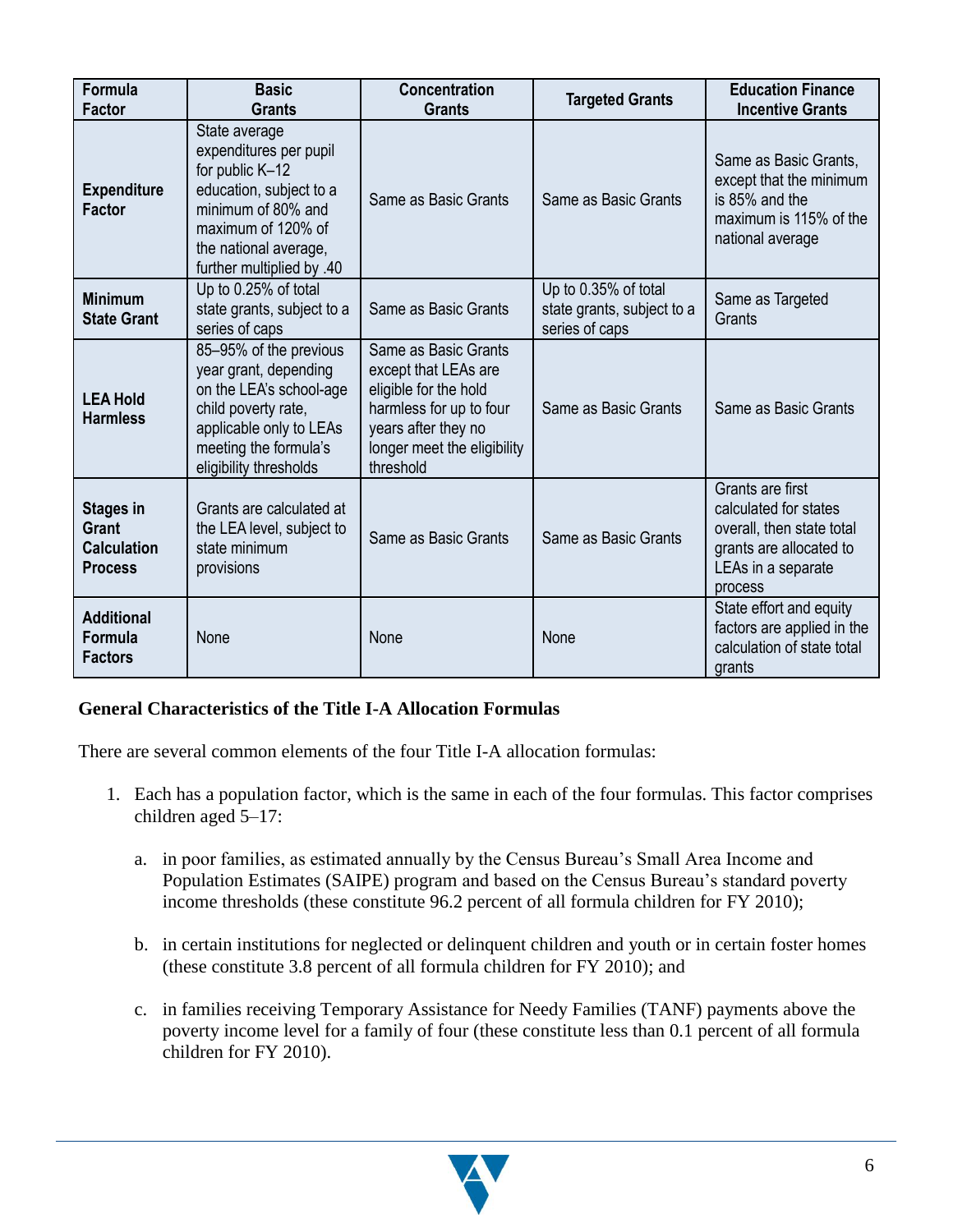| Formula Factor | Basic Grants | Concentration Grants | Targeted Grants | Education Finance Incentive Grants |
|---|---|---|---|---|
| **Expenditure Factor** | State average expenditures per pupil for public K–12 education, subject to a minimum of 80% and maximum of 120% of the national average, further multiplied by .40 | Same as Basic Grants | Same as Basic Grants | Same as Basic Grants, except that the minimum is 85% and the maximum is 115% of the national average |
| **Minimum State Grant** | Up to 0.25% of total state grants, subject to a series of caps | Same as Basic Grants | Up to 0.35% of total state grants, subject to a series of caps | Same as Targeted Grants |
| **LEA Hold Harmless** | 85–95% of the previous year grant, depending on the LEA's school-age child poverty rate, applicable only to LEAs meeting the formula's eligibility thresholds | Same as Basic Grants except that LEAs are eligible for the hold harmless for up to four years after they no longer meet the eligibility threshold | Same as Basic Grants | Same as Basic Grants |
| **Stages in Grant Calculation Process** | Grants are calculated at the LEA level, subject to state minimum provisions | Same as Basic Grants | Same as Basic Grants | Grants are first calculated for states overall, then state total grants are allocated to LEAs in a separate process |
| **Additional Formula Factors** | None | None | None | State effort and equity factors are applied in the calculation of state total grants |

**General Characteristics of the Title I-A Allocation Formulas**

There are several common elements of the four Title I-A allocation formulas:

1. Each has a population factor, which is the same in each of the four formulas. This factor comprises children aged 5–17:

    a. in poor families, as estimated annually by the Census Bureau's Small Area Income and Population Estimates (SAIPE) program and based on the Census Bureau's standard poverty income thresholds (these constitute 96.2 percent of all formula children for FY 2010);

    b. in certain institutions for neglected or delinquent children and youth or in certain foster homes (these constitute 3.8 percent of all formula children for FY 2010); and

    c. in families receiving Temporary Assistance for Needy Families (TANF) payments above the poverty income level for a family of four (these constitute less than 0.1 percent of all formula children for FY 2010).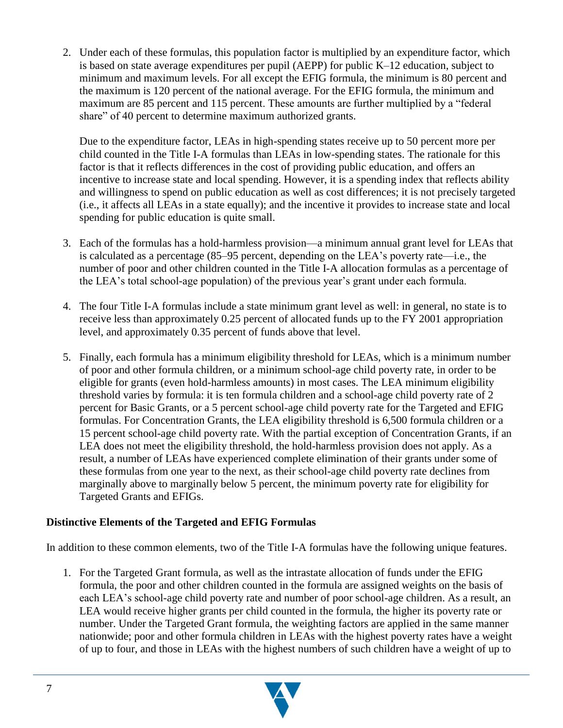2. Under each of these formulas, this population factor is multiplied by an expenditure factor, which is based on state average expenditures per pupil (AEPP) for public K–12 education, subject to minimum and maximum levels. For all except the EFIG formula, the minimum is 80 percent and the maximum is 120 percent of the national average. For the EFIG formula, the minimum and maximum are 85 percent and 115 percent. These amounts are further multiplied by a "federal share" of 40 percent to determine maximum authorized grants.

   Due to the expenditure factor, LEAs in high-spending states receive up to 50 percent more per child counted in the Title I-A formulas than LEAs in low-spending states. The rationale for this factor is that it reflects differences in the cost of providing public education, and offers an incentive to increase state and local spending. However, it is a spending index that reflects ability and willingness to spend on public education as well as cost differences; it is not precisely targeted (i.e., it affects all LEAs in a state equally); and the incentive it provides to increase state and local spending for public education is quite small.

3. Each of the formulas has a hold-harmless provision—a minimum annual grant level for LEAs that is calculated as a percentage (85–95 percent, depending on the LEA's poverty rate—i.e., the number of poor and other children counted in the Title I-A allocation formulas as a percentage of the LEA's total school-age population) of the previous year's grant under each formula.

4. The four Title I-A formulas include a state minimum grant level as well: in general, no state is to receive less than approximately 0.25 percent of allocated funds up to the FY 2001 appropriation level, and approximately 0.35 percent of funds above that level.

5. Finally, each formula has a minimum eligibility threshold for LEAs, which is a minimum number of poor and other formula children, or a minimum school-age child poverty rate, in order to be eligible for grants (even hold-harmless amounts) in most cases. The LEA minimum eligibility threshold varies by formula: it is ten formula children and a school-age child poverty rate of 2 percent for Basic Grants, or a 5 percent school-age child poverty rate for the Targeted and EFIG formulas. For Concentration Grants, the LEA eligibility threshold is 6,500 formula children or a 15 percent school-age child poverty rate. With the partial exception of Concentration Grants, if an LEA does not meet the eligibility threshold, the hold-harmless provision does not apply. As a result, a number of LEAs have experienced complete elimination of their grants under some of these formulas from one year to the next, as their school-age child poverty rate declines from marginally above to marginally below 5 percent, the minimum poverty rate for eligibility for Targeted Grants and EFIGs.

**Distinctive Elements of the Targeted and EFIG Formulas**

In addition to these common elements, two of the Title I-A formulas have the following unique features.

1. For the Targeted Grant formula, as well as the intrastate allocation of funds under the EFIG formula, the poor and other children counted in the formula are assigned weights on the basis of each LEA's school-age child poverty rate and number of poor school-age children. As a result, an LEA would receive higher grants per child counted in the formula, the higher its poverty rate or number. Under the Targeted Grant formula, the weighting factors are applied in the same manner nationwide; poor and other formula children in LEAs with the highest poverty rates have a weight of up to four, and those in LEAs with the highest numbers of such children have a weight of up to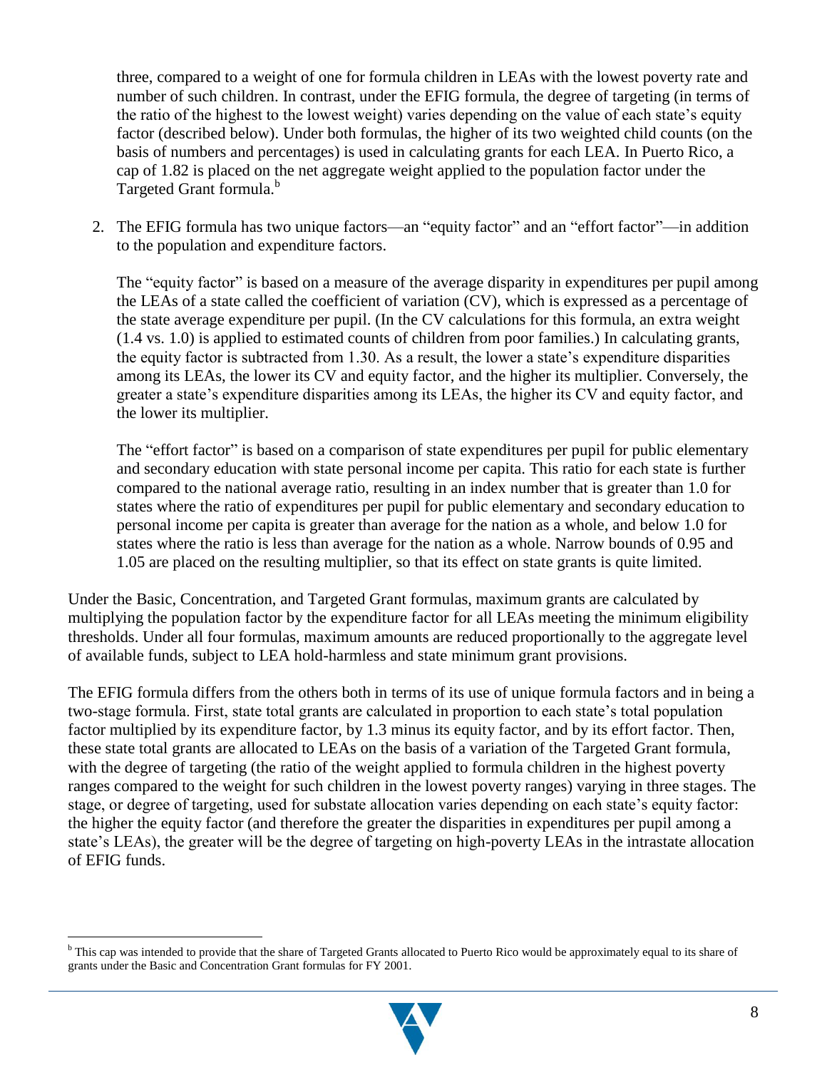three, compared to a weight of one for formula children in LEAs with the lowest poverty rate and number of such children. In contrast, under the EFIG formula, the degree of targeting (in terms of the ratio of the highest to the lowest weight) varies depending on the value of each state's equity factor (described below). Under both formulas, the higher of its two weighted child counts (on the basis of numbers and percentages) is used in calculating grants for each LEA. In Puerto Rico, a cap of 1.82 is placed on the net aggregate weight applied to the population factor under the Targeted Grant formula.[b]

2. The EFIG formula has two unique factors—an "equity factor" and an "effort factor"—in addition to the population and expenditure factors.

   The "equity factor" is based on a measure of the average disparity in expenditures per pupil among the LEAs of a state called the coefficient of variation (CV), which is expressed as a percentage of the state average expenditure per pupil. (In the CV calculations for this formula, an extra weight (1.4 vs. 1.0) is applied to estimated counts of children from poor families.) In calculating grants, the equity factor is subtracted from 1.30. As a result, the lower a state's expenditure disparities among its LEAs, the lower its CV and equity factor, and the higher its multiplier. Conversely, the greater a state's expenditure disparities among its LEAs, the higher its CV and equity factor, and the lower its multiplier.

   The "effort factor" is based on a comparison of state expenditures per pupil for public elementary and secondary education with state personal income per capita. This ratio for each state is further compared to the national average ratio, resulting in an index number that is greater than 1.0 for states where the ratio of expenditures per pupil for public elementary and secondary education to personal income per capita is greater than average for the nation as a whole, and below 1.0 for states where the ratio is less than average for the nation as a whole. Narrow bounds of 0.95 and 1.05 are placed on the resulting multiplier, so that its effect on state grants is quite limited.

Under the Basic, Concentration, and Targeted Grant formulas, maximum grants are calculated by multiplying the population factor by the expenditure factor for all LEAs meeting the minimum eligibility thresholds. Under all four formulas, maximum amounts are reduced proportionally to the aggregate level of available funds, subject to LEA hold-harmless and state minimum grant provisions.

The EFIG formula differs from the others both in terms of its use of unique formula factors and in being a two-stage formula. First, state total grants are calculated in proportion to each state's total population factor multiplied by its expenditure factor, by 1.3 minus its equity factor, and by its effort factor. Then, these state total grants are allocated to LEAs on the basis of a variation of the Targeted Grant formula, with the degree of targeting (the ratio of the weight applied to formula children in the highest poverty ranges compared to the weight for such children in the lowest poverty ranges) varying in three stages. The stage, or degree of targeting, used for substate allocation varies depending on each state's equity factor: the higher the equity factor (and therefore the greater the disparities in expenditures per pupil among a state's LEAs), the greater will be the degree of targeting on high-poverty LEAs in the intrastate allocation of EFIG funds.

[b] This cap was intended to provide that the share of Targeted Grants allocated to Puerto Rico would be approximately equal to its share of grants under the Basic and Concentration Grant formulas for FY 2001.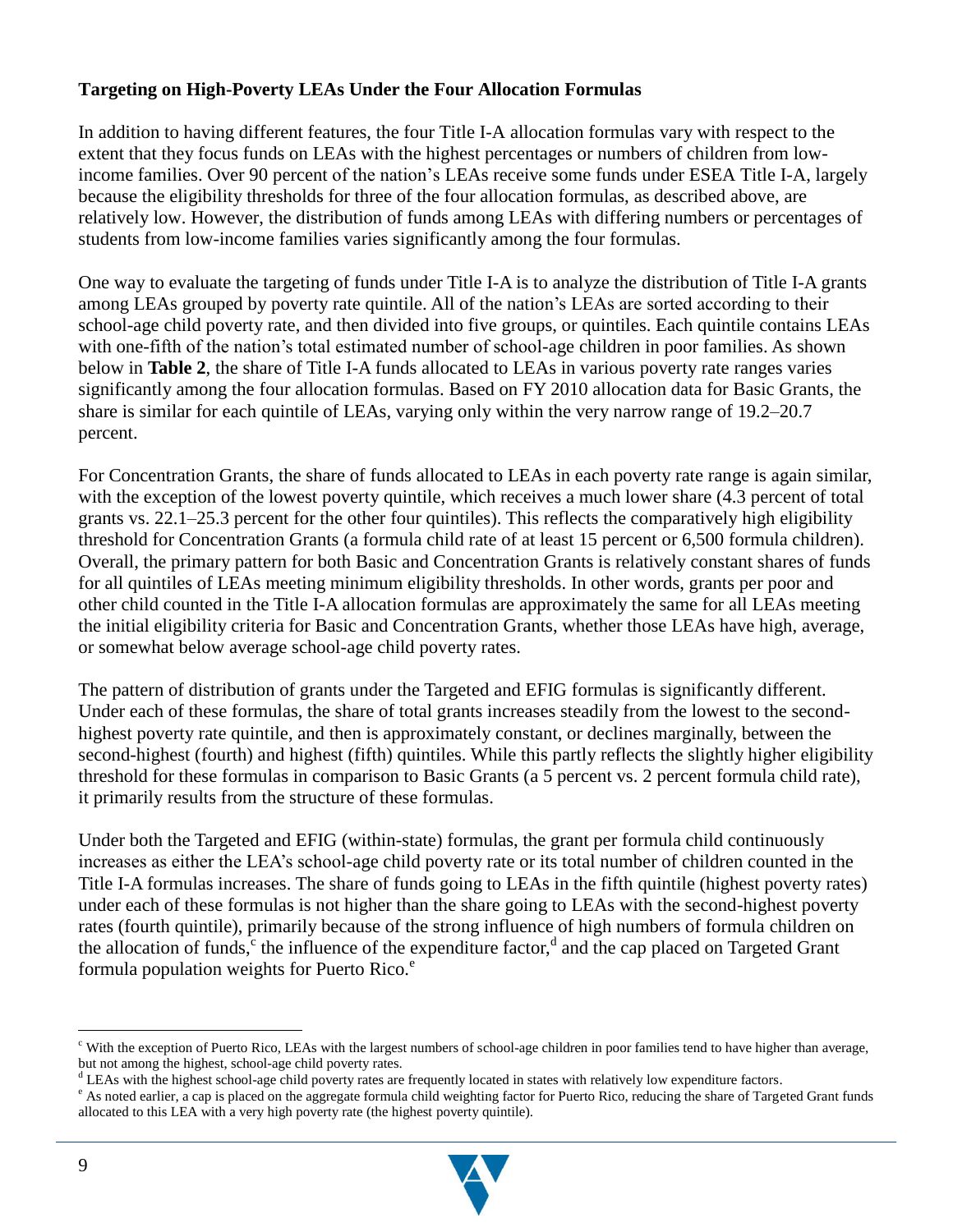**Targeting on High-Poverty LEAs Under the Four Allocation Formulas**

In addition to having different features, the four Title I-A allocation formulas vary with respect to the extent that they focus funds on LEAs with the highest percentages or numbers of children from low-income families. Over 90 percent of the nation's LEAs receive some funds under ESEA Title I-A, largely because the eligibility thresholds for three of the four allocation formulas, as described above, are relatively low. However, the distribution of funds among LEAs with differing numbers or percentages of students from low-income families varies significantly among the four formulas.

One way to evaluate the targeting of funds under Title I-A is to analyze the distribution of Title I-A grants among LEAs grouped by poverty rate quintile. All of the nation's LEAs are sorted according to their school-age child poverty rate, and then divided into five groups, or quintiles. Each quintile contains LEAs with one-fifth of the nation's total estimated number of school-age children in poor families. As shown below in **Table 2**, the share of Title I-A funds allocated to LEAs in various poverty rate ranges varies significantly among the four allocation formulas. Based on FY 2010 allocation data for Basic Grants, the share is similar for each quintile of LEAs, varying only within the very narrow range of 19.2–20.7 percent.

For Concentration Grants, the share of funds allocated to LEAs in each poverty rate range is again similar, with the exception of the lowest poverty quintile, which receives a much lower share (4.3 percent of total grants vs. 22.1–25.3 percent for the other four quintiles). This reflects the comparatively high eligibility threshold for Concentration Grants (a formula child rate of at least 15 percent or 6,500 formula children). Overall, the primary pattern for both Basic and Concentration Grants is relatively constant shares of funds for all quintiles of LEAs meeting minimum eligibility thresholds. In other words, grants per poor and other child counted in the Title I-A allocation formulas are approximately the same for all LEAs meeting the initial eligibility criteria for Basic and Concentration Grants, whether those LEAs have high, average, or somewhat below average school-age child poverty rates.

The pattern of distribution of grants under the Targeted and EFIG formulas is significantly different. Under each of these formulas, the share of total grants increases steadily from the lowest to the second-highest poverty rate quintile, and then is approximately constant, or declines marginally, between the second-highest (fourth) and highest (fifth) quintiles. While this partly reflects the slightly higher eligibility threshold for these formulas in comparison to Basic Grants (a 5 percent vs. 2 percent formula child rate), it primarily results from the structure of these formulas.

Under both the Targeted and EFIG (within-state) formulas, the grant per formula child continuously increases as either the LEA's school-age child poverty rate or its total number of children counted in the Title I-A formulas increases. The share of funds going to LEAs in the fifth quintile (highest poverty rates) under each of these formulas is not higher than the share going to LEAs with the second-highest poverty rates (fourth quintile), primarily because of the strong influence of high numbers of formula children on the allocation of funds,[c] the influence of the expenditure factor,[d] and the cap placed on Targeted Grant formula population weights for Puerto Rico.[e]

---

[c] With the exception of Puerto Rico, LEAs with the largest numbers of school-age children in poor families tend to have higher than average, but not among the highest, school-age child poverty rates.

[d] LEAs with the highest school-age child poverty rates are frequently located in states with relatively low expenditure factors.

[e] As noted earlier, a cap is placed on the aggregate formula child weighting factor for Puerto Rico, reducing the share of Targeted Grant funds allocated to this LEA with a very high poverty rate (the highest poverty quintile).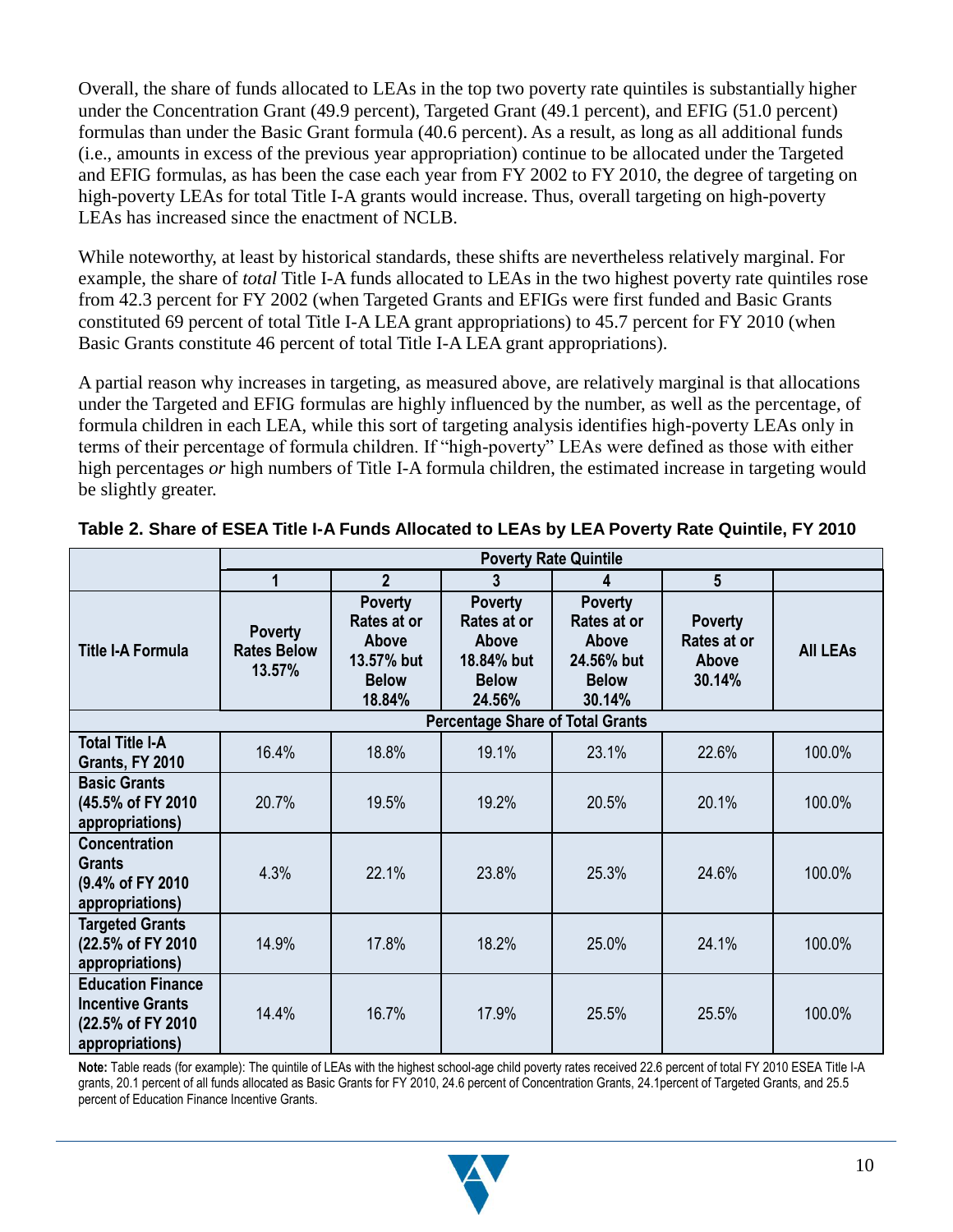Overall, the share of funds allocated to LEAs in the top two poverty rate quintiles is substantially higher under the Concentration Grant (49.9 percent), Targeted Grant (49.1 percent), and EFIG (51.0 percent) formulas than under the Basic Grant formula (40.6 percent). As a result, as long as all additional funds (i.e., amounts in excess of the previous year appropriation) continue to be allocated under the Targeted and EFIG formulas, as has been the case each year from FY 2002 to FY 2010, the degree of targeting on high-poverty LEAs for total Title I-A grants would increase. Thus, overall targeting on high-poverty LEAs has increased since the enactment of NCLB.

While noteworthy, at least by historical standards, these shifts are nevertheless relatively marginal. For example, the share of *total* Title I-A funds allocated to LEAs in the two highest poverty rate quintiles rose from 42.3 percent for FY 2002 (when Targeted Grants and EFIGs were first funded and Basic Grants constituted 69 percent of total Title I-A LEA grant appropriations) to 45.7 percent for FY 2010 (when Basic Grants constitute 46 percent of total Title I-A LEA grant appropriations).

A partial reason why increases in targeting, as measured above, are relatively marginal is that allocations under the Targeted and EFIG formulas are highly influenced by the number, as well as the percentage, of formula children in each LEA, while this sort of targeting analysis identifies high-poverty LEAs only in terms of their percentage of formula children. If "high-poverty" LEAs were defined as those with either high percentages *or* high numbers of Title I-A formula children, the estimated increase in targeting would be slightly greater.

**Table 2. Share of ESEA Title I-A Funds Allocated to LEAs by LEA Poverty Rate Quintile, FY 2010**

| | Poverty Rate Quintile | | | | | |
|---|---|---|---|---|---|---|
| | 1 | 2 | 3 | 4 | 5 | |
| **Title I-A Formula** | **Poverty Rates Below 13.57%** | **Poverty Rates at or Above 13.57% but Below 18.84%** | **Poverty Rates at or Above 18.84% but Below 24.56%** | **Poverty Rates at or Above 24.56% but Below 30.14%** | **Poverty Rates at or Above 30.14%** | **All LEAs** |
| | **Percentage Share of Total Grants** | | | | | |
| **Total Title I-A Grants, FY 2010** | 16.4% | 18.8% | 19.1% | 23.1% | 22.6% | 100.0% |
| **Basic Grants (45.5% of FY 2010 appropriations)** | 20.7% | 19.5% | 19.2% | 20.5% | 20.1% | 100.0% |
| **Concentration Grants (9.4% of FY 2010 appropriations)** | 4.3% | 22.1% | 23.8% | 25.3% | 24.6% | 100.0% |
| **Targeted Grants (22.5% of FY 2010 appropriations)** | 14.9% | 17.8% | 18.2% | 25.0% | 24.1% | 100.0% |
| **Education Finance Incentive Grants (22.5% of FY 2010 appropriations)** | 14.4% | 16.7% | 17.9% | 25.5% | 25.5% | 100.0% |

**Note:** Table reads (for example): The quintile of LEAs with the highest school-age child poverty rates received 22.6 percent of total FY 2010 ESEA Title I-A grants, 20.1 percent of all funds allocated as Basic Grants for FY 2010, 24.6 percent of Concentration Grants, 24.1percent of Targeted Grants, and 25.5 percent of Education Finance Incentive Grants.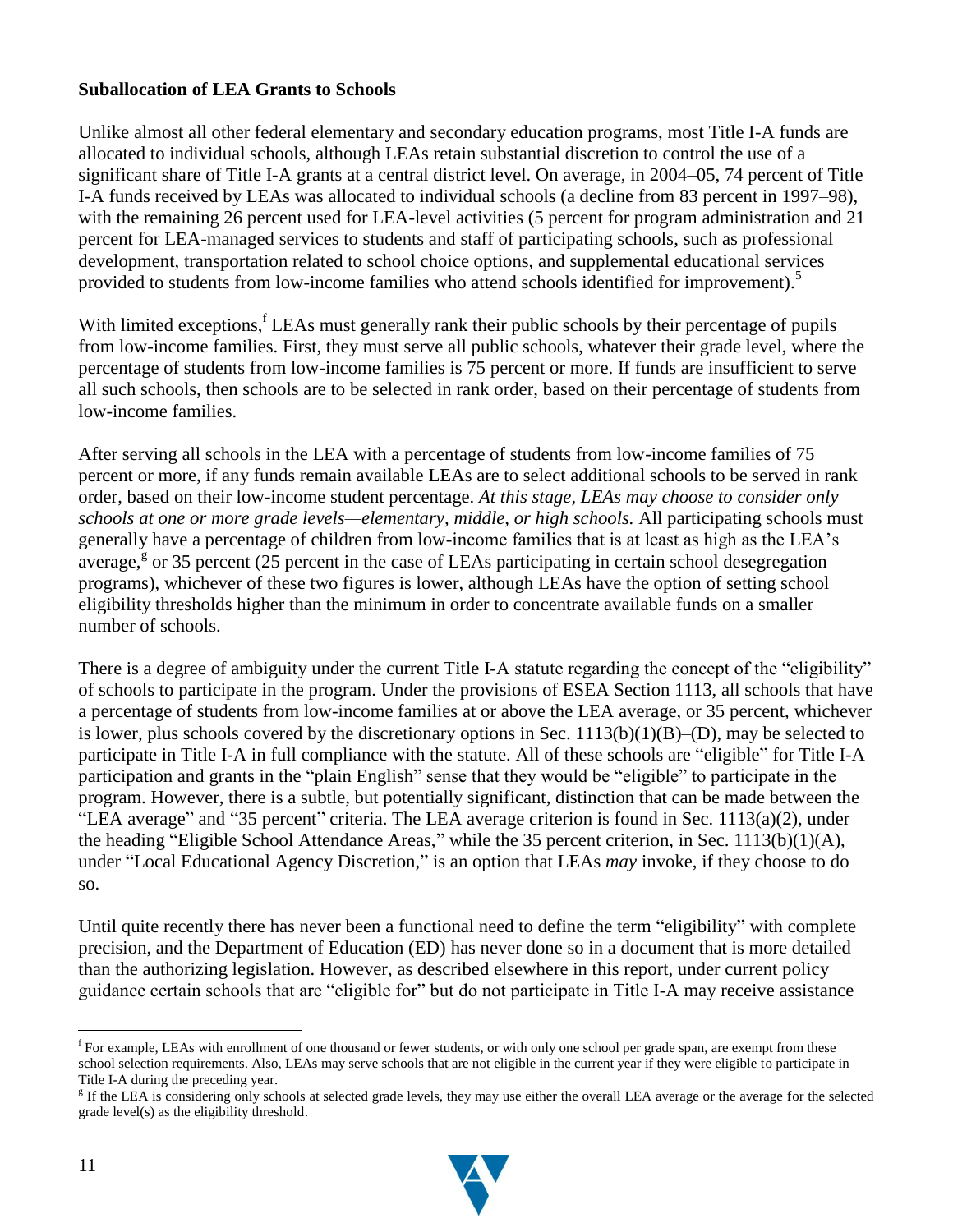**Suballocation of LEA Grants to Schools**

Unlike almost all other federal elementary and secondary education programs, most Title I-A funds are allocated to individual schools, although LEAs retain substantial discretion to control the use of a significant share of Title I-A grants at a central district level. On average, in 2004–05, 74 percent of Title I-A funds received by LEAs was allocated to individual schools (a decline from 83 percent in 1997–98), with the remaining 26 percent used for LEA-level activities (5 percent for program administration and 21 percent for LEA-managed services to students and staff of participating schools, such as professional development, transportation related to school choice options, and supplemental educational services provided to students from low-income families who attend schools identified for improvement).[5]

With limited exceptions,[f] LEAs must generally rank their public schools by their percentage of pupils from low-income families. First, they must serve all public schools, whatever their grade level, where the percentage of students from low-income families is 75 percent or more. If funds are insufficient to serve all such schools, then schools are to be selected in rank order, based on their percentage of students from low-income families.

After serving all schools in the LEA with a percentage of students from low-income families of 75 percent or more, if any funds remain available LEAs are to select additional schools to be served in rank order, based on their low-income student percentage. *At this stage, LEAs may choose to consider only schools at one or more grade levels—elementary, middle, or high schools.* All participating schools must generally have a percentage of children from low-income families that is at least as high as the LEA's average,[g] or 35 percent (25 percent in the case of LEAs participating in certain school desegregation programs), whichever of these two figures is lower, although LEAs have the option of setting school eligibility thresholds higher than the minimum in order to concentrate available funds on a smaller number of schools.

There is a degree of ambiguity under the current Title I-A statute regarding the concept of the "eligibility" of schools to participate in the program. Under the provisions of ESEA Section 1113, all schools that have a percentage of students from low-income families at or above the LEA average, or 35 percent, whichever is lower, plus schools covered by the discretionary options in Sec. 1113(b)(1)(B)–(D), may be selected to participate in Title I-A in full compliance with the statute. All of these schools are "eligible" for Title I-A participation and grants in the "plain English" sense that they would be "eligible" to participate in the program. However, there is a subtle, but potentially significant, distinction that can be made between the "LEA average" and "35 percent" criteria. The LEA average criterion is found in Sec. 1113(a)(2), under the heading "Eligible School Attendance Areas," while the 35 percent criterion, in Sec. 1113(b)(1)(A), under "Local Educational Agency Discretion," is an option that LEAs *may* invoke, if they choose to do so.

Until quite recently there has never been a functional need to define the term "eligibility" with complete precision, and the Department of Education (ED) has never done so in a document that is more detailed than the authorizing legislation. However, as described elsewhere in this report, under current policy guidance certain schools that are "eligible for" but do not participate in Title I-A may receive assistance

---

[f] For example, LEAs with enrollment of one thousand or fewer students, or with only one school per grade span, are exempt from these school selection requirements. Also, LEAs may serve schools that are not eligible in the current year if they were eligible to participate in Title I-A during the preceding year.

[g] If the LEA is considering only schools at selected grade levels, they may use either the overall LEA average or the average for the selected grade level(s) as the eligibility threshold.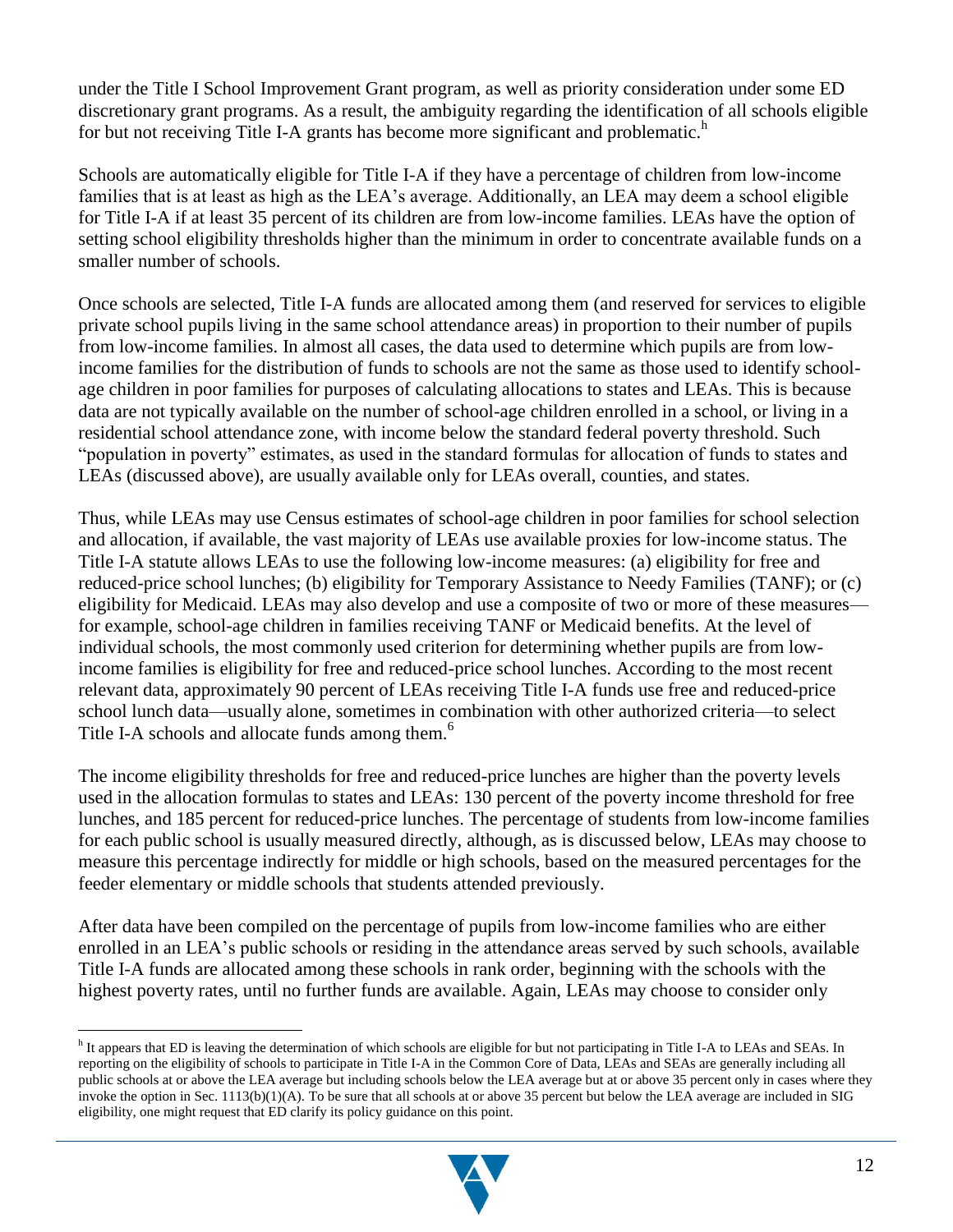under the Title I School Improvement Grant program, as well as priority consideration under some ED discretionary grant programs. As a result, the ambiguity regarding the identification of all schools eligible for but not receiving Title I-A grants has become more significant and problematic.[h]

Schools are automatically eligible for Title I-A if they have a percentage of children from low-income families that is at least as high as the LEA's average. Additionally, an LEA may deem a school eligible for Title I-A if at least 35 percent of its children are from low-income families. LEAs have the option of setting school eligibility thresholds higher than the minimum in order to concentrate available funds on a smaller number of schools.

Once schools are selected, Title I-A funds are allocated among them (and reserved for services to eligible private school pupils living in the same school attendance areas) in proportion to their number of pupils from low-income families. In almost all cases, the data used to determine which pupils are from low-income families for the distribution of funds to schools are not the same as those used to identify school-age children in poor families for purposes of calculating allocations to states and LEAs. This is because data are not typically available on the number of school-age children enrolled in a school, or living in a residential school attendance zone, with income below the standard federal poverty threshold. Such "population in poverty" estimates, as used in the standard formulas for allocation of funds to states and LEAs (discussed above), are usually available only for LEAs overall, counties, and states.

Thus, while LEAs may use Census estimates of school-age children in poor families for school selection and allocation, if available, the vast majority of LEAs use available proxies for low-income status. The Title I-A statute allows LEAs to use the following low-income measures: (a) eligibility for free and reduced-price school lunches; (b) eligibility for Temporary Assistance to Needy Families (TANF); or (c) eligibility for Medicaid. LEAs may also develop and use a composite of two or more of these measures—for example, school-age children in families receiving TANF or Medicaid benefits. At the level of individual schools, the most commonly used criterion for determining whether pupils are from low-income families is eligibility for free and reduced-price school lunches. According to the most recent relevant data, approximately 90 percent of LEAs receiving Title I-A funds use free and reduced-price school lunch data—usually alone, sometimes in combination with other authorized criteria—to select Title I-A schools and allocate funds among them.[6]

The income eligibility thresholds for free and reduced-price lunches are higher than the poverty levels used in the allocation formulas to states and LEAs: 130 percent of the poverty income threshold for free lunches, and 185 percent for reduced-price lunches. The percentage of students from low-income families for each public school is usually measured directly, although, as is discussed below, LEAs may choose to measure this percentage indirectly for middle or high schools, based on the measured percentages for the feeder elementary or middle schools that students attended previously.

After data have been compiled on the percentage of pupils from low-income families who are either enrolled in an LEA's public schools or residing in the attendance areas served by such schools, available Title I-A funds are allocated among these schools in rank order, beginning with the schools with the highest poverty rates, until no further funds are available. Again, LEAs may choose to consider only

[h] It appears that ED is leaving the determination of which schools are eligible for but not participating in Title I-A to LEAs and SEAs. In reporting on the eligibility of schools to participate in Title I-A in the Common Core of Data, LEAs and SEAs are generally including all public schools at or above the LEA average but including schools below the LEA average but at or above 35 percent only in cases where they invoke the option in Sec. 1113(b)(1)(A). To be sure that all schools at or above 35 percent but below the LEA average are included in SIG eligibility, one might request that ED clarify its policy guidance on this point.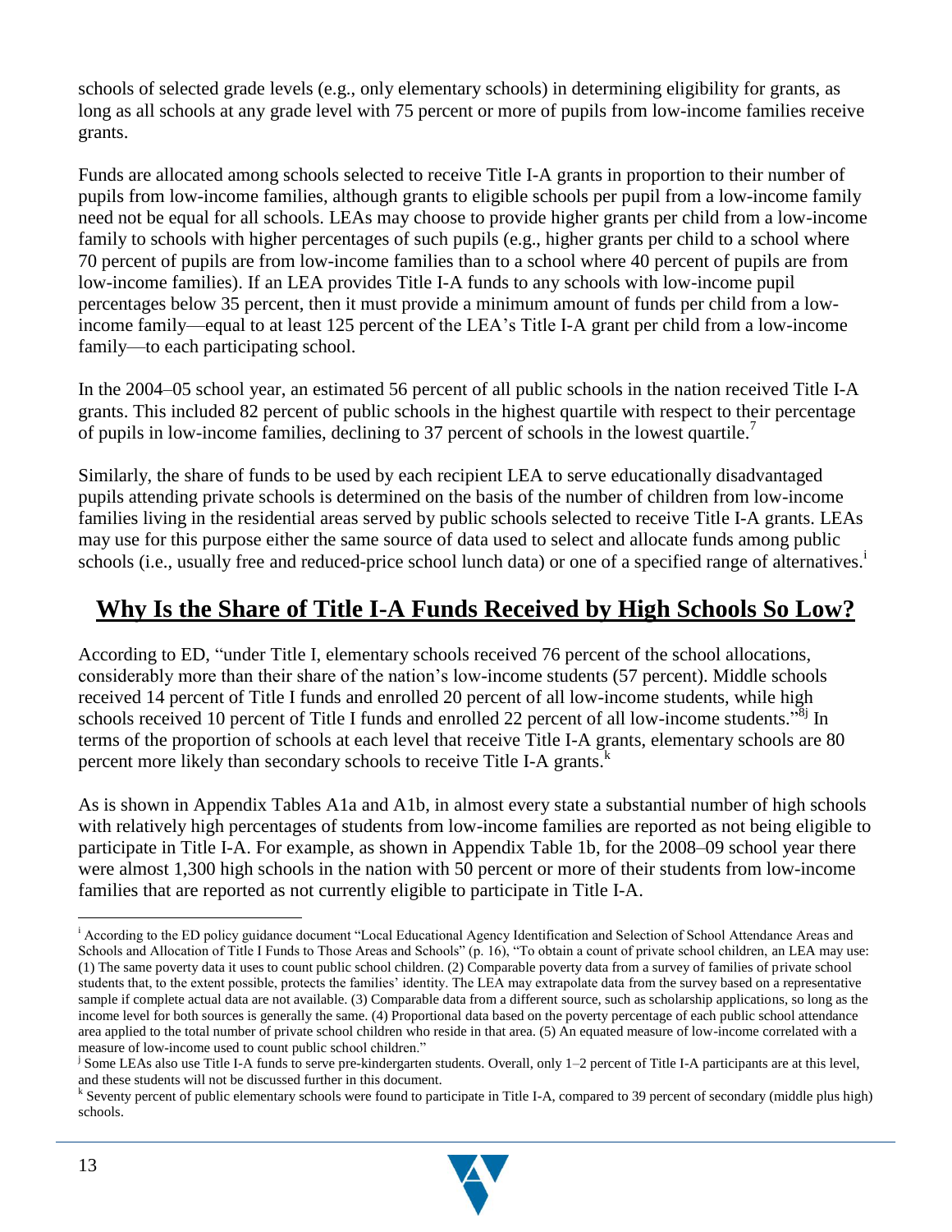schools of selected grade levels (e.g., only elementary schools) in determining eligibility for grants, as long as all schools at any grade level with 75 percent or more of pupils from low-income families receive grants.

Funds are allocated among schools selected to receive Title I-A grants in proportion to their number of pupils from low-income families, although grants to eligible schools per pupil from a low-income family need not be equal for all schools. LEAs may choose to provide higher grants per child from a low-income family to schools with higher percentages of such pupils (e.g., higher grants per child to a school where 70 percent of pupils are from low-income families than to a school where 40 percent of pupils are from low-income families). If an LEA provides Title I-A funds to any schools with low-income pupil percentages below 35 percent, then it must provide a minimum amount of funds per child from a low-income family—equal to at least 125 percent of the LEA's Title I-A grant per child from a low-income family—to each participating school.

In the 2004–05 school year, an estimated 56 percent of all public schools in the nation received Title I-A grants. This included 82 percent of public schools in the highest quartile with respect to their percentage of pupils in low-income families, declining to 37 percent of schools in the lowest quartile.[7]

Similarly, the share of funds to be used by each recipient LEA to serve educationally disadvantaged pupils attending private schools is determined on the basis of the number of children from low-income families living in the residential areas served by public schools selected to receive Title I-A grants. LEAs may use for this purpose either the same source of data used to select and allocate funds among public schools (i.e., usually free and reduced-price school lunch data) or one of a specified range of alternatives.[i]

## **Why Is the Share of Title I-A Funds Received by High Schools So Low?**

According to ED, "under Title I, elementary schools received 76 percent of the school allocations, considerably more than their share of the nation's low-income students (57 percent). Middle schools received 14 percent of Title I funds and enrolled 20 percent of all low-income students, while high schools received 10 percent of Title I funds and enrolled 22 percent of all low-income students."[8j] In terms of the proportion of schools at each level that receive Title I-A grants, elementary schools are 80 percent more likely than secondary schools to receive Title I-A grants.[k]

As is shown in Appendix Tables A1a and A1b, in almost every state a substantial number of high schools with relatively high percentages of students from low-income families are reported as not being eligible to participate in Title I-A. For example, as shown in Appendix Table 1b, for the 2008–09 school year there were almost 1,300 high schools in the nation with 50 percent or more of their students from low-income families that are reported as not currently eligible to participate in Title I-A.

---

[i] According to the ED policy guidance document "Local Educational Agency Identification and Selection of School Attendance Areas and Schools and Allocation of Title I Funds to Those Areas and Schools" (p. 16), "To obtain a count of private school children, an LEA may use: (1) The same poverty data it uses to count public school children. (2) Comparable poverty data from a survey of families of private school students that, to the extent possible, protects the families' identity. The LEA may extrapolate data from the survey based on a representative sample if complete actual data are not available. (3) Comparable data from a different source, such as scholarship applications, so long as the income level for both sources is generally the same. (4) Proportional data based on the poverty percentage of each public school attendance area applied to the total number of private school children who reside in that area. (5) An equated measure of low-income correlated with a measure of low-income used to count public school children."

[j] Some LEAs also use Title I-A funds to serve pre-kindergarten students. Overall, only 1–2 percent of Title I-A participants are at this level, and these students will not be discussed further in this document.

[k] Seventy percent of public elementary schools were found to participate in Title I-A, compared to 39 percent of secondary (middle plus high) schools.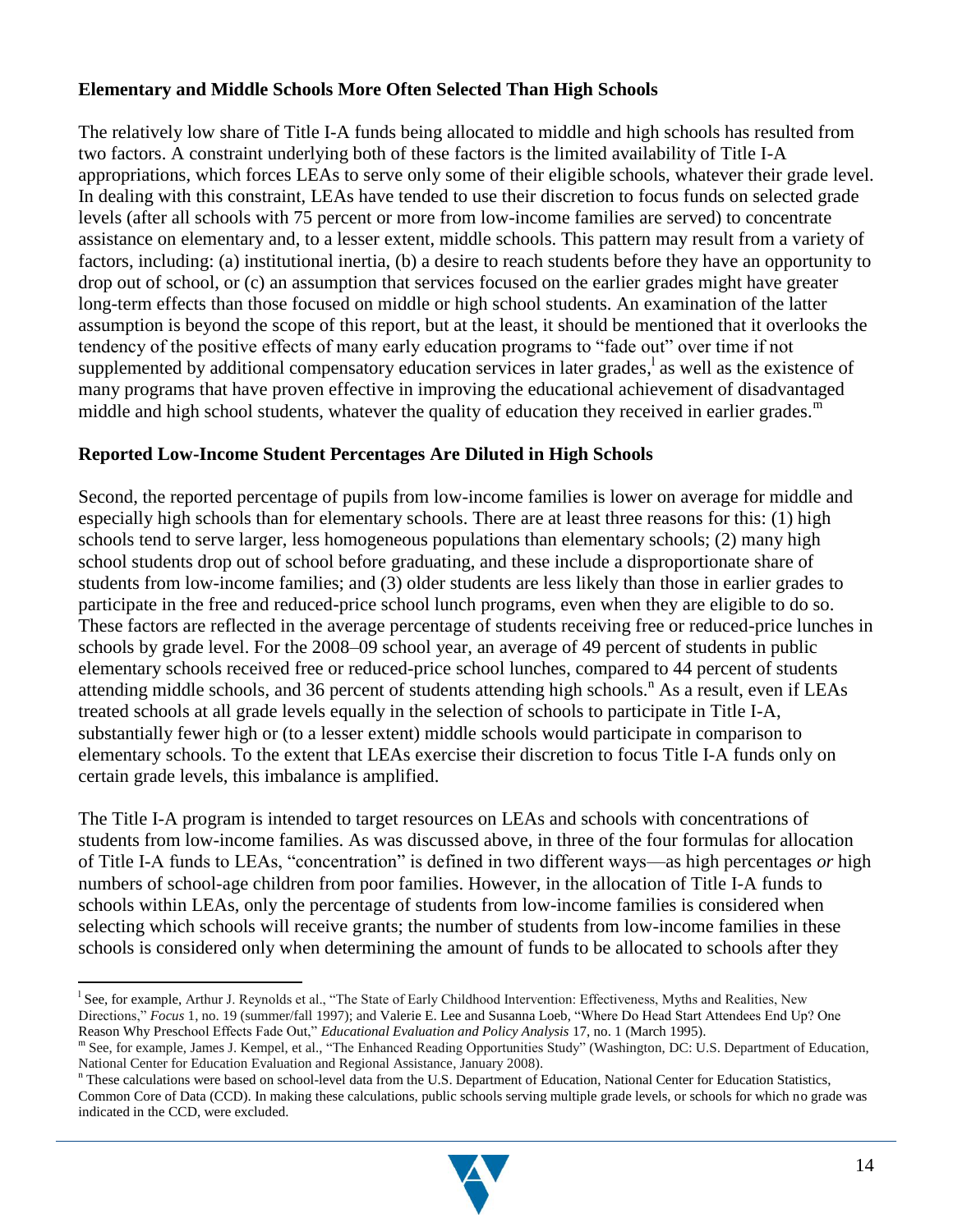### Elementary and Middle Schools More Often Selected Than High Schools

The relatively low share of Title I-A funds being allocated to middle and high schools has resulted from two factors. A constraint underlying both of these factors is the limited availability of Title I-A appropriations, which forces LEAs to serve only some of their eligible schools, whatever their grade level. In dealing with this constraint, LEAs have tended to use their discretion to focus funds on selected grade levels (after all schools with 75 percent or more from low-income families are served) to concentrate assistance on elementary and, to a lesser extent, middle schools. This pattern may result from a variety of factors, including: (a) institutional inertia, (b) a desire to reach students before they have an opportunity to drop out of school, or (c) an assumption that services focused on the earlier grades might have greater long-term effects than those focused on middle or high school students. An examination of the latter assumption is beyond the scope of this report, but at the least, it should be mentioned that it overlooks the tendency of the positive effects of many early education programs to "fade out" over time if not supplemented by additional compensatory education services in later grades,[l] as well as the existence of many programs that have proven effective in improving the educational achievement of disadvantaged middle and high school students, whatever the quality of education they received in earlier grades.[m]

### Reported Low-Income Student Percentages Are Diluted in High Schools

Second, the reported percentage of pupils from low-income families is lower on average for middle and especially high schools than for elementary schools. There are at least three reasons for this: (1) high schools tend to serve larger, less homogeneous populations than elementary schools; (2) many high school students drop out of school before graduating, and these include a disproportionate share of students from low-income families; and (3) older students are less likely than those in earlier grades to participate in the free and reduced-price school lunch programs, even when they are eligible to do so. These factors are reflected in the average percentage of students receiving free or reduced-price lunches in schools by grade level. For the 2008–09 school year, an average of 49 percent of students in public elementary schools received free or reduced-price school lunches, compared to 44 percent of students attending middle schools, and 36 percent of students attending high schools.[n] As a result, even if LEAs treated schools at all grade levels equally in the selection of schools to participate in Title I-A, substantially fewer high or (to a lesser extent) middle schools would participate in comparison to elementary schools. To the extent that LEAs exercise their discretion to focus Title I-A funds only on certain grade levels, this imbalance is amplified.

The Title I-A program is intended to target resources on LEAs and schools with concentrations of students from low-income families. As was discussed above, in three of the four formulas for allocation of Title I-A funds to LEAs, "concentration" is defined in two different ways—as high percentages *or* high numbers of school-age children from poor families. However, in the allocation of Title I-A funds to schools within LEAs, only the percentage of students from low-income families is considered when selecting which schools will receive grants; the number of students from low-income families in these schools is considered only when determining the amount of funds to be allocated to schools after they

---

[l] See, for example, Arthur J. Reynolds et al., "The State of Early Childhood Intervention: Effectiveness, Myths and Realities, New Directions," *Focus* 1, no. 19 (summer/fall 1997); and Valerie E. Lee and Susanna Loeb, "Where Do Head Start Attendees End Up? One Reason Why Preschool Effects Fade Out," *Educational Evaluation and Policy Analysis* 17, no. 1 (March 1995).

[m] See, for example, James J. Kempel, et al., "The Enhanced Reading Opportunities Study" (Washington, DC: U.S. Department of Education, National Center for Education Evaluation and Regional Assistance, January 2008).

[n] These calculations were based on school-level data from the U.S. Department of Education, National Center for Education Statistics, Common Core of Data (CCD). In making these calculations, public schools serving multiple grade levels, or schools for which no grade was indicated in the CCD, were excluded.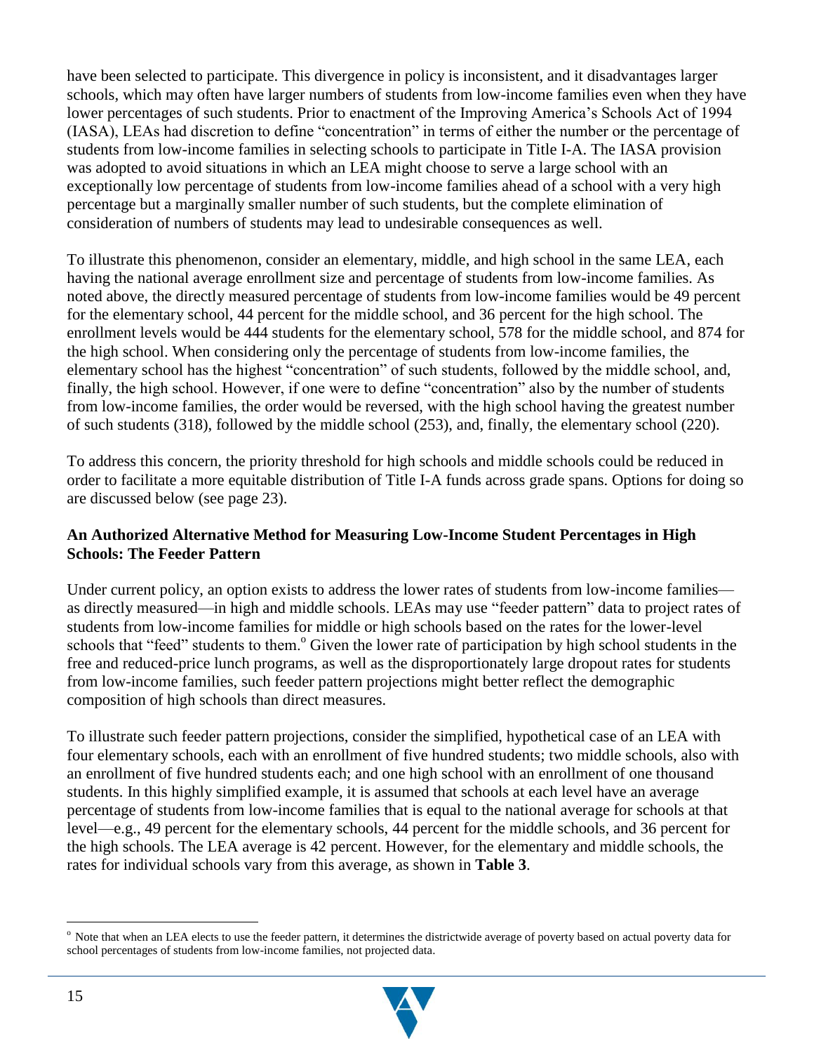have been selected to participate. This divergence in policy is inconsistent, and it disadvantages larger schools, which may often have larger numbers of students from low-income families even when they have lower percentages of such students. Prior to enactment of the Improving America's Schools Act of 1994 (IASA), LEAs had discretion to define "concentration" in terms of either the number or the percentage of students from low-income families in selecting schools to participate in Title I-A. The IASA provision was adopted to avoid situations in which an LEA might choose to serve a large school with an exceptionally low percentage of students from low-income families ahead of a school with a very high percentage but a marginally smaller number of such students, but the complete elimination of consideration of numbers of students may lead to undesirable consequences as well.

To illustrate this phenomenon, consider an elementary, middle, and high school in the same LEA, each having the national average enrollment size and percentage of students from low-income families. As noted above, the directly measured percentage of students from low-income families would be 49 percent for the elementary school, 44 percent for the middle school, and 36 percent for the high school. The enrollment levels would be 444 students for the elementary school, 578 for the middle school, and 874 for the high school. When considering only the percentage of students from low-income families, the elementary school has the highest "concentration" of such students, followed by the middle school, and, finally, the high school. However, if one were to define "concentration" also by the number of students from low-income families, the order would be reversed, with the high school having the greatest number of such students (318), followed by the middle school (253), and, finally, the elementary school (220).

To address this concern, the priority threshold for high schools and middle schools could be reduced in order to facilitate a more equitable distribution of Title I-A funds across grade spans. Options for doing so are discussed below (see page 23).

**An Authorized Alternative Method for Measuring Low-Income Student Percentages in High Schools: The Feeder Pattern**

Under current policy, an option exists to address the lower rates of students from low-income families—as directly measured—in high and middle schools. LEAs may use "feeder pattern" data to project rates of students from low-income families for middle or high schools based on the rates for the lower-level schools that "feed" students to them.[o] Given the lower rate of participation by high school students in the free and reduced-price lunch programs, as well as the disproportionately large dropout rates for students from low-income families, such feeder pattern projections might better reflect the demographic composition of high schools than direct measures.

To illustrate such feeder pattern projections, consider the simplified, hypothetical case of an LEA with four elementary schools, each with an enrollment of five hundred students; two middle schools, also with an enrollment of five hundred students each; and one high school with an enrollment of one thousand students. In this highly simplified example, it is assumed that schools at each level have an average percentage of students from low-income families that is equal to the national average for schools at that level—e.g., 49 percent for the elementary schools, 44 percent for the middle schools, and 36 percent for the high schools. The LEA average is 42 percent. However, for the elementary and middle schools, the rates for individual schools vary from this average, as shown in **Table 3**.

---

[o] Note that when an LEA elects to use the feeder pattern, it determines the districtwide average of poverty based on actual poverty data for school percentages of students from low-income families, not projected data.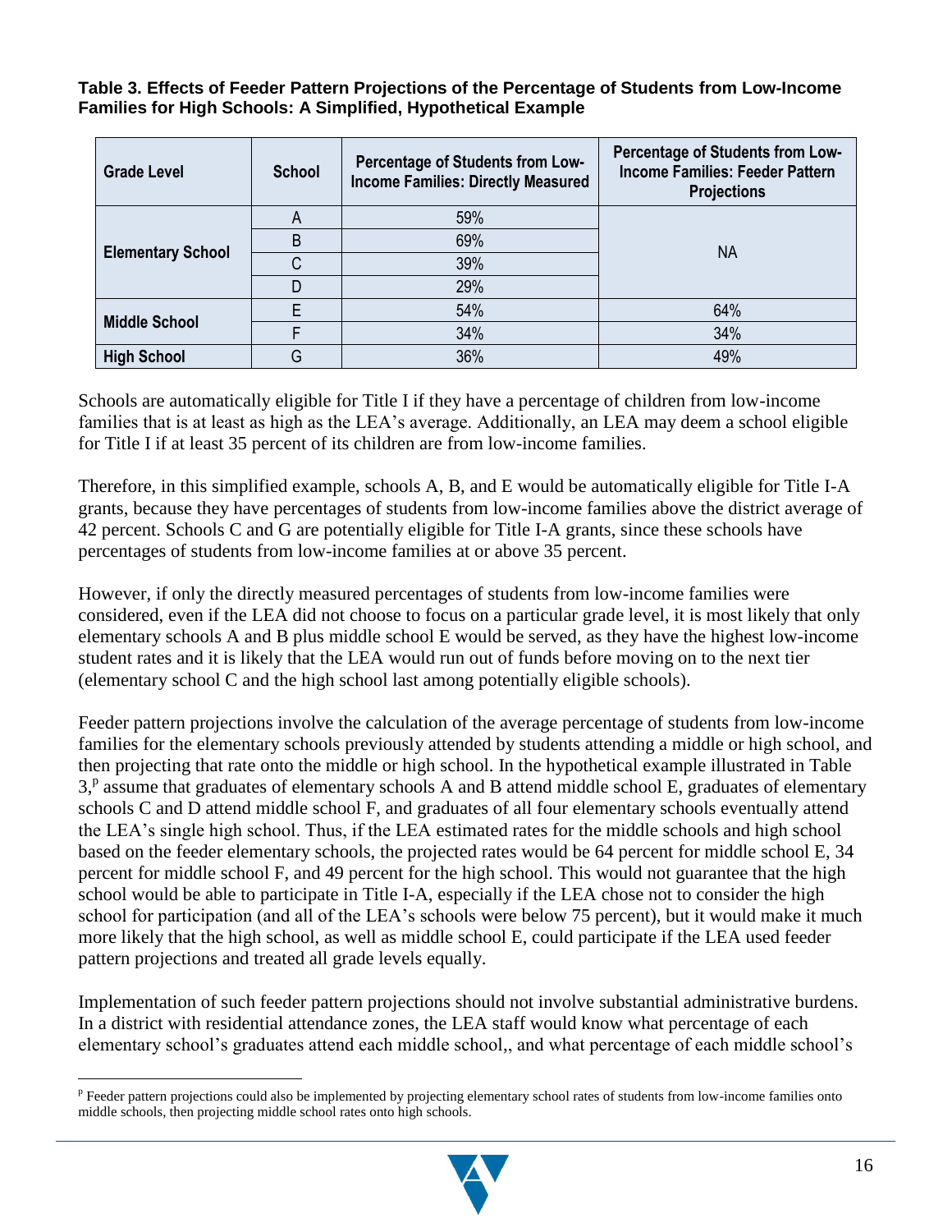**Table 3. Effects of Feeder Pattern Projections of the Percentage of Students from Low-Income Families for High Schools: A Simplified, Hypothetical Example**

| Grade Level | School | Percentage of Students from Low-Income Families: Directly Measured | Percentage of Students from Low-Income Families: Feeder Pattern Projections |
|---|---|---|---|
| Elementary School | A | 59% | NA |
| | B | 69% | |
| | C | 39% | |
| | D | 29% | |
| Middle School | E | 54% | 64% |
| | F | 34% | 34% |
| High School | G | 36% | 49% |

Schools are automatically eligible for Title I if they have a percentage of children from low-income families that is at least as high as the LEA's average. Additionally, an LEA may deem a school eligible for Title I if at least 35 percent of its children are from low-income families.

Therefore, in this simplified example, schools A, B, and E would be automatically eligible for Title I-A grants, because they have percentages of students from low-income families above the district average of 42 percent. Schools C and G are potentially eligible for Title I-A grants, since these schools have percentages of students from low-income families at or above 35 percent.

However, if only the directly measured percentages of students from low-income families were considered, even if the LEA did not choose to focus on a particular grade level, it is most likely that only elementary schools A and B plus middle school E would be served, as they have the highest low-income student rates and it is likely that the LEA would run out of funds before moving on to the next tier (elementary school C and the high school last among potentially eligible schools).

Feeder pattern projections involve the calculation of the average percentage of students from low-income families for the elementary schools previously attended by students attending a middle or high school, and then projecting that rate onto the middle or high school. In the hypothetical example illustrated in Table 3,[p] assume that graduates of elementary schools A and B attend middle school E, graduates of elementary schools C and D attend middle school F, and graduates of all four elementary schools eventually attend the LEA's single high school. Thus, if the LEA estimated rates for the middle schools and high school based on the feeder elementary schools, the projected rates would be 64 percent for middle school E, 34 percent for middle school F, and 49 percent for the high school. This would not guarantee that the high school would be able to participate in Title I-A, especially if the LEA chose not to consider the high school for participation (and all of the LEA's schools were below 75 percent), but it would make it much more likely that the high school, as well as middle school E, could participate if the LEA used feeder pattern projections and treated all grade levels equally.

Implementation of such feeder pattern projections should not involve substantial administrative burdens. In a district with residential attendance zones, the LEA staff would know what percentage of each elementary school's graduates attend each middle school,, and what percentage of each middle school's

[p] Feeder pattern projections could also be implemented by projecting elementary school rates of students from low-income families onto middle schools, then projecting middle school rates onto high schools.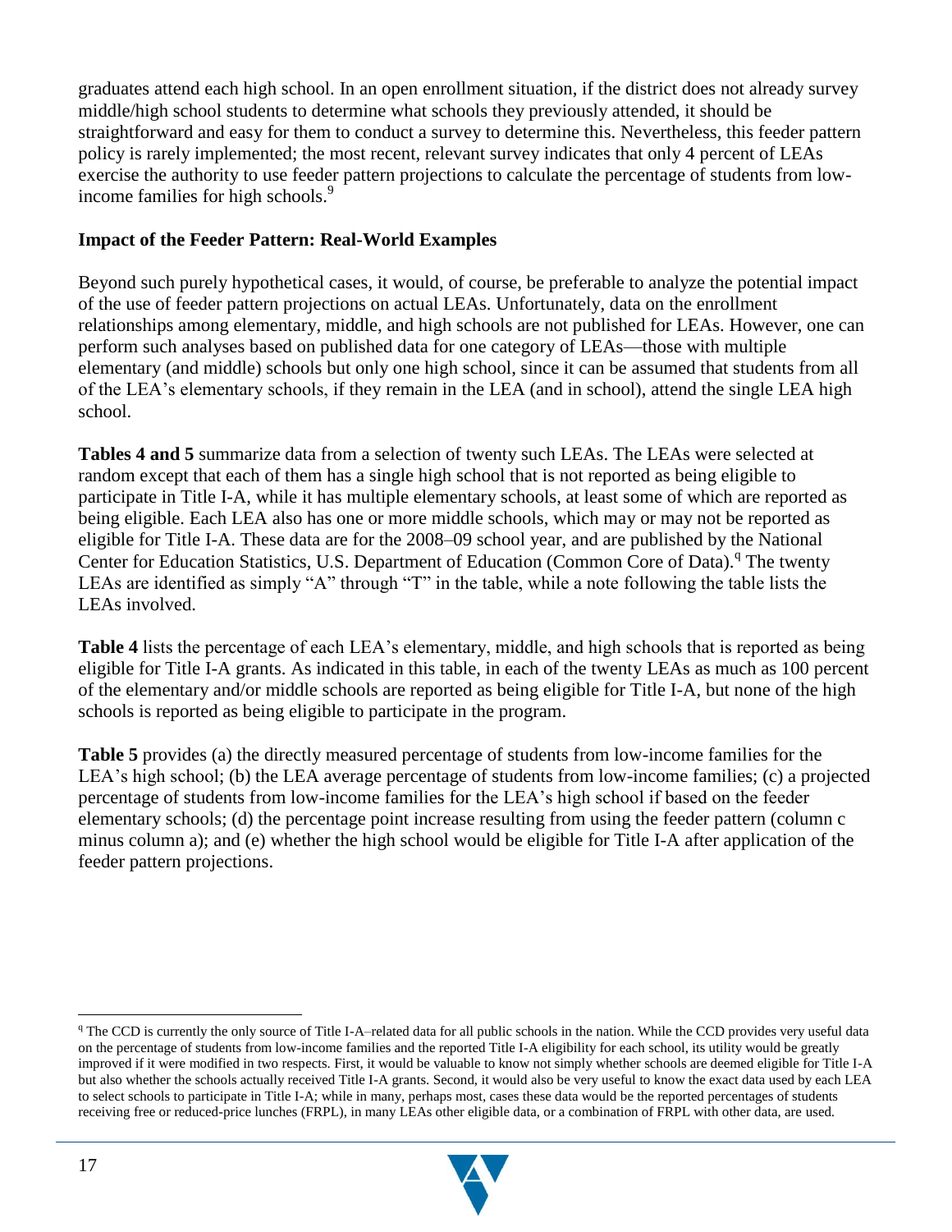graduates attend each high school. In an open enrollment situation, if the district does not already survey middle/high school students to determine what schools they previously attended, it should be straightforward and easy for them to conduct a survey to determine this. Nevertheless, this feeder pattern policy is rarely implemented; the most recent, relevant survey indicates that only 4 percent of LEAs exercise the authority to use feeder pattern projections to calculate the percentage of students from low-income families for high schools.[9]

### Impact of the Feeder Pattern: Real-World Examples

Beyond such purely hypothetical cases, it would, of course, be preferable to analyze the potential impact of the use of feeder pattern projections on actual LEAs. Unfortunately, data on the enrollment relationships among elementary, middle, and high schools are not published for LEAs. However, one can perform such analyses based on published data for one category of LEAs—those with multiple elementary (and middle) schools but only one high school, since it can be assumed that students from all of the LEA's elementary schools, if they remain in the LEA (and in school), attend the single LEA high school.

**Tables 4 and 5** summarize data from a selection of twenty such LEAs. The LEAs were selected at random except that each of them has a single high school that is not reported as being eligible to participate in Title I-A, while it has multiple elementary schools, at least some of which are reported as being eligible. Each LEA also has one or more middle schools, which may or may not be reported as eligible for Title I-A. These data are for the 2008–09 school year, and are published by the National Center for Education Statistics, U.S. Department of Education (Common Core of Data).[q] The twenty LEAs are identified as simply "A" through "T" in the table, while a note following the table lists the LEAs involved.

**Table 4** lists the percentage of each LEA's elementary, middle, and high schools that is reported as being eligible for Title I-A grants. As indicated in this table, in each of the twenty LEAs as much as 100 percent of the elementary and/or middle schools are reported as being eligible for Title I-A, but none of the high schools is reported as being eligible to participate in the program.

**Table 5** provides (a) the directly measured percentage of students from low-income families for the LEA's high school; (b) the LEA average percentage of students from low-income families; (c) a projected percentage of students from low-income families for the LEA's high school if based on the feeder elementary schools; (d) the percentage point increase resulting from using the feeder pattern (column c minus column a); and (e) whether the high school would be eligible for Title I-A after application of the feeder pattern projections.

---

[q] The CCD is currently the only source of Title I-A–related data for all public schools in the nation. While the CCD provides very useful data on the percentage of students from low-income families and the reported Title I-A eligibility for each school, its utility would be greatly improved if it were modified in two respects. First, it would be valuable to know not simply whether schools are deemed eligible for Title I-A but also whether the schools actually received Title I-A grants. Second, it would also be very useful to know the exact data used by each LEA to select schools to participate in Title I-A; while in many, perhaps most, cases these data would be the reported percentages of students receiving free or reduced-price lunches (FRPL), in many LEAs other eligible data, or a combination of FRPL with other data, are used.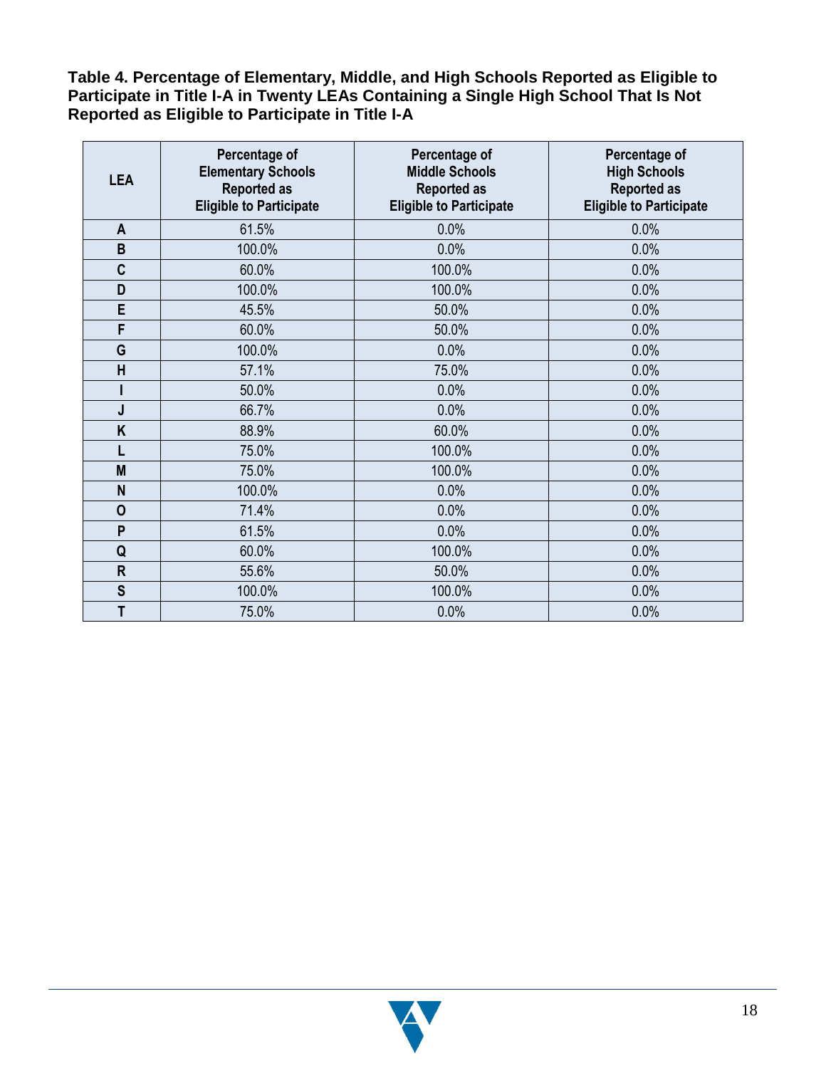**Table 4. Percentage of Elementary, Middle, and High Schools Reported as Eligible to Participate in Title I-A in Twenty LEAs Containing a Single High School That Is Not Reported as Eligible to Participate in Title I-A**

| LEA | Percentage of Elementary Schools Reported as Eligible to Participate | Percentage of Middle Schools Reported as Eligible to Participate | Percentage of High Schools Reported as Eligible to Participate |
|---|---|---|---|
| A | 61.5% | 0.0% | 0.0% |
| B | 100.0% | 0.0% | 0.0% |
| C | 60.0% | 100.0% | 0.0% |
| D | 100.0% | 100.0% | 0.0% |
| E | 45.5% | 50.0% | 0.0% |
| F | 60.0% | 50.0% | 0.0% |
| G | 100.0% | 0.0% | 0.0% |
| H | 57.1% | 75.0% | 0.0% |
| I | 50.0% | 0.0% | 0.0% |
| J | 66.7% | 0.0% | 0.0% |
| K | 88.9% | 60.0% | 0.0% |
| L | 75.0% | 100.0% | 0.0% |
| M | 75.0% | 100.0% | 0.0% |
| N | 100.0% | 0.0% | 0.0% |
| O | 71.4% | 0.0% | 0.0% |
| P | 61.5% | 0.0% | 0.0% |
| Q | 60.0% | 100.0% | 0.0% |
| R | 55.6% | 50.0% | 0.0% |
| S | 100.0% | 100.0% | 0.0% |
| T | 75.0% | 0.0% | 0.0% |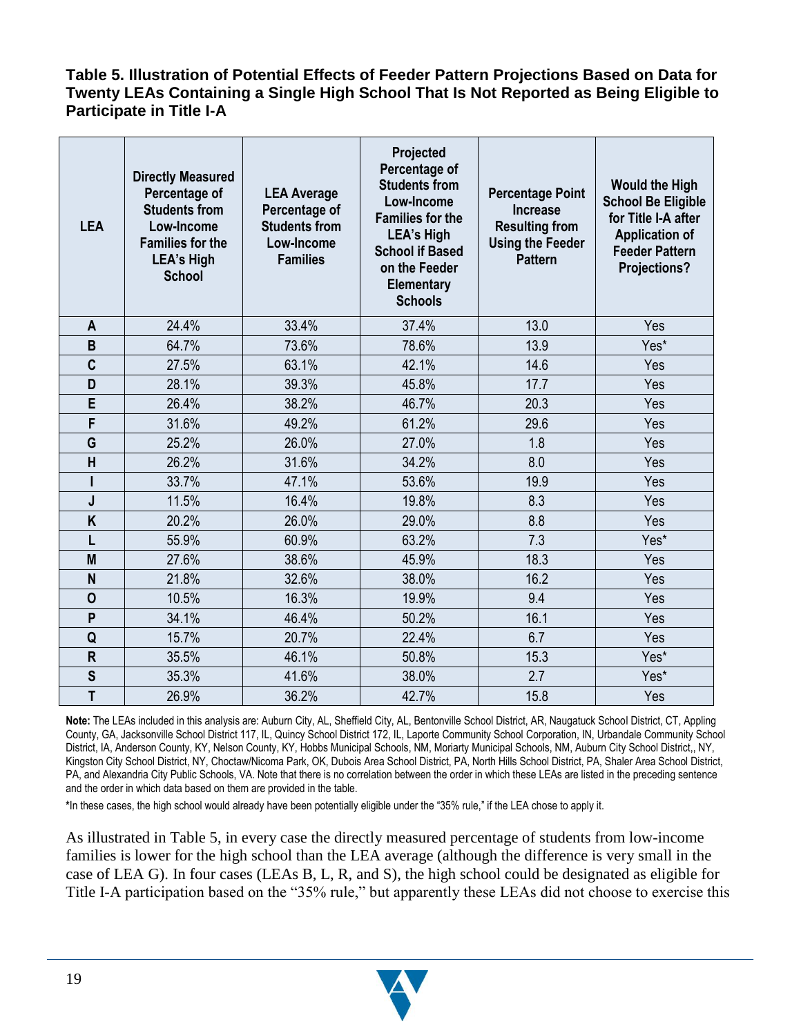**Table 5. Illustration of Potential Effects of Feeder Pattern Projections Based on Data for Twenty LEAs Containing a Single High School That Is Not Reported as Being Eligible to Participate in Title I-A**

| LEA | Directly Measured Percentage of Students from Low-Income Families for the LEA's High School | LEA Average Percentage of Students from Low-Income Families | Projected Percentage of Students from Low-Income Families for the LEA's High School if Based on the Feeder Elementary Schools | Percentage Point Increase Resulting from Using the Feeder Pattern | Would the High School Be Eligible for Title I-A after Application of Feeder Pattern Projections? |
|---|---|---|---|---|---|
| A | 24.4% | 33.4% | 37.4% | 13.0 | Yes |
| B | 64.7% | 73.6% | 78.6% | 13.9 | Yes* |
| C | 27.5% | 63.1% | 42.1% | 14.6 | Yes |
| D | 28.1% | 39.3% | 45.8% | 17.7 | Yes |
| E | 26.4% | 38.2% | 46.7% | 20.3 | Yes |
| F | 31.6% | 49.2% | 61.2% | 29.6 | Yes |
| G | 25.2% | 26.0% | 27.0% | 1.8 | Yes |
| H | 26.2% | 31.6% | 34.2% | 8.0 | Yes |
| I | 33.7% | 47.1% | 53.6% | 19.9 | Yes |
| J | 11.5% | 16.4% | 19.8% | 8.3 | Yes |
| K | 20.2% | 26.0% | 29.0% | 8.8 | Yes |
| L | 55.9% | 60.9% | 63.2% | 7.3 | Yes* |
| M | 27.6% | 38.6% | 45.9% | 18.3 | Yes |
| N | 21.8% | 32.6% | 38.0% | 16.2 | Yes |
| O | 10.5% | 16.3% | 19.9% | 9.4 | Yes |
| P | 34.1% | 46.4% | 50.2% | 16.1 | Yes |
| Q | 15.7% | 20.7% | 22.4% | 6.7 | Yes |
| R | 35.5% | 46.1% | 50.8% | 15.3 | Yes* |
| S | 35.3% | 41.6% | 38.0% | 2.7 | Yes* |
| T | 26.9% | 36.2% | 42.7% | 15.8 | Yes |

**Note:** The LEAs included in this analysis are: Auburn City, AL, Sheffield City, AL, Bentonville School District, AR, Naugatuck School District, CT, Appling County, GA, Jacksonville School District 117, IL, Quincy School District 172, IL, Laporte Community School Corporation, IN, Urbandale Community School District, IA, Anderson County, KY, Nelson County, KY, Hobbs Municipal Schools, NM, Moriarty Municipal Schools, NM, Auburn City School District,, NY, Kingston City School District, NY, Choctaw/Nicoma Park, OK, Dubois Area School District, PA, North Hills School District, PA, Shaler Area School District, PA, and Alexandria City Public Schools, VA. Note that there is no correlation between the order in which these LEAs are listed in the preceding sentence and the order in which data based on them are provided in the table.

*In these cases, the high school would already have been potentially eligible under the "35% rule," if the LEA chose to apply it.

As illustrated in Table 5, in every case the directly measured percentage of students from low-income families is lower for the high school than the LEA average (although the difference is very small in the case of LEA G). In four cases (LEAs B, L, R, and S), the high school could be designated as eligible for Title I-A participation based on the "35% rule," but apparently these LEAs did not choose to exercise this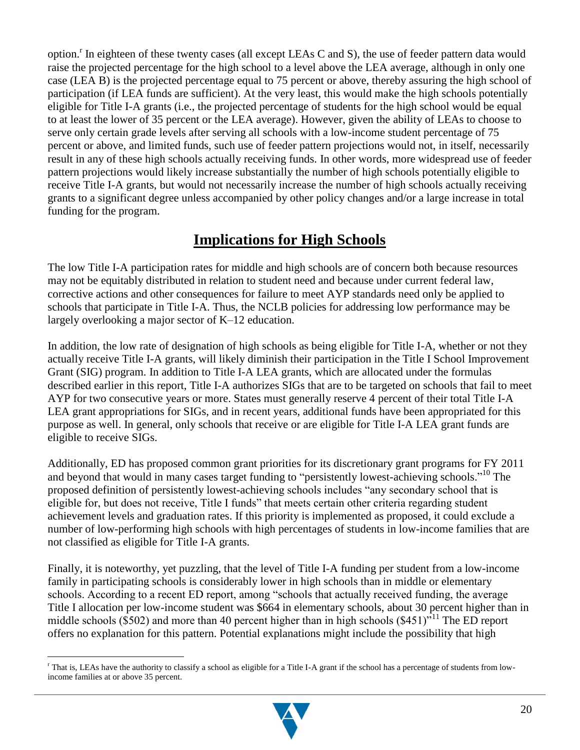option.[r] In eighteen of these twenty cases (all except LEAs C and S), the use of feeder pattern data would raise the projected percentage for the high school to a level above the LEA average, although in only one case (LEA B) is the projected percentage equal to 75 percent or above, thereby assuring the high school of participation (if LEA funds are sufficient). At the very least, this would make the high schools potentially eligible for Title I-A grants (i.e., the projected percentage of students for the high school would be equal to at least the lower of 35 percent or the LEA average). However, given the ability of LEAs to choose to serve only certain grade levels after serving all schools with a low-income student percentage of 75 percent or above, and limited funds, such use of feeder pattern projections would not, in itself, necessarily result in any of these high schools actually receiving funds. In other words, more widespread use of feeder pattern projections would likely increase substantially the number of high schools potentially eligible to receive Title I-A grants, but would not necessarily increase the number of high schools actually receiving grants to a significant degree unless accompanied by other policy changes and/or a large increase in total funding for the program.

## Implications for High Schools

The low Title I-A participation rates for middle and high schools are of concern both because resources may not be equitably distributed in relation to student need and because under current federal law, corrective actions and other consequences for failure to meet AYP standards need only be applied to schools that participate in Title I-A. Thus, the NCLB policies for addressing low performance may be largely overlooking a major sector of K–12 education.

In addition, the low rate of designation of high schools as being eligible for Title I-A, whether or not they actually receive Title I-A grants, will likely diminish their participation in the Title I School Improvement Grant (SIG) program. In addition to Title I-A LEA grants, which are allocated under the formulas described earlier in this report, Title I-A authorizes SIGs that are to be targeted on schools that fail to meet AYP for two consecutive years or more. States must generally reserve 4 percent of their total Title I-A LEA grant appropriations for SIGs, and in recent years, additional funds have been appropriated for this purpose as well. In general, only schools that receive or are eligible for Title I-A LEA grant funds are eligible to receive SIGs.

Additionally, ED has proposed common grant priorities for its discretionary grant programs for FY 2011 and beyond that would in many cases target funding to "persistently lowest-achieving schools."[10] The proposed definition of persistently lowest-achieving schools includes "any secondary school that is eligible for, but does not receive, Title I funds" that meets certain other criteria regarding student achievement levels and graduation rates. If this priority is implemented as proposed, it could exclude a number of low-performing high schools with high percentages of students in low-income families that are not classified as eligible for Title I-A grants.

Finally, it is noteworthy, yet puzzling, that the level of Title I-A funding per student from a low-income family in participating schools is considerably lower in high schools than in middle or elementary schools. According to a recent ED report, among "schools that actually received funding, the average Title I allocation per low-income student was $664 in elementary schools, about 30 percent higher than in middle schools ($502) and more than 40 percent higher than in high schools ($451)"[11] The ED report offers no explanation for this pattern. Potential explanations might include the possibility that high

[r] That is, LEAs have the authority to classify a school as eligible for a Title I-A grant if the school has a percentage of students from low-income families at or above 35 percent.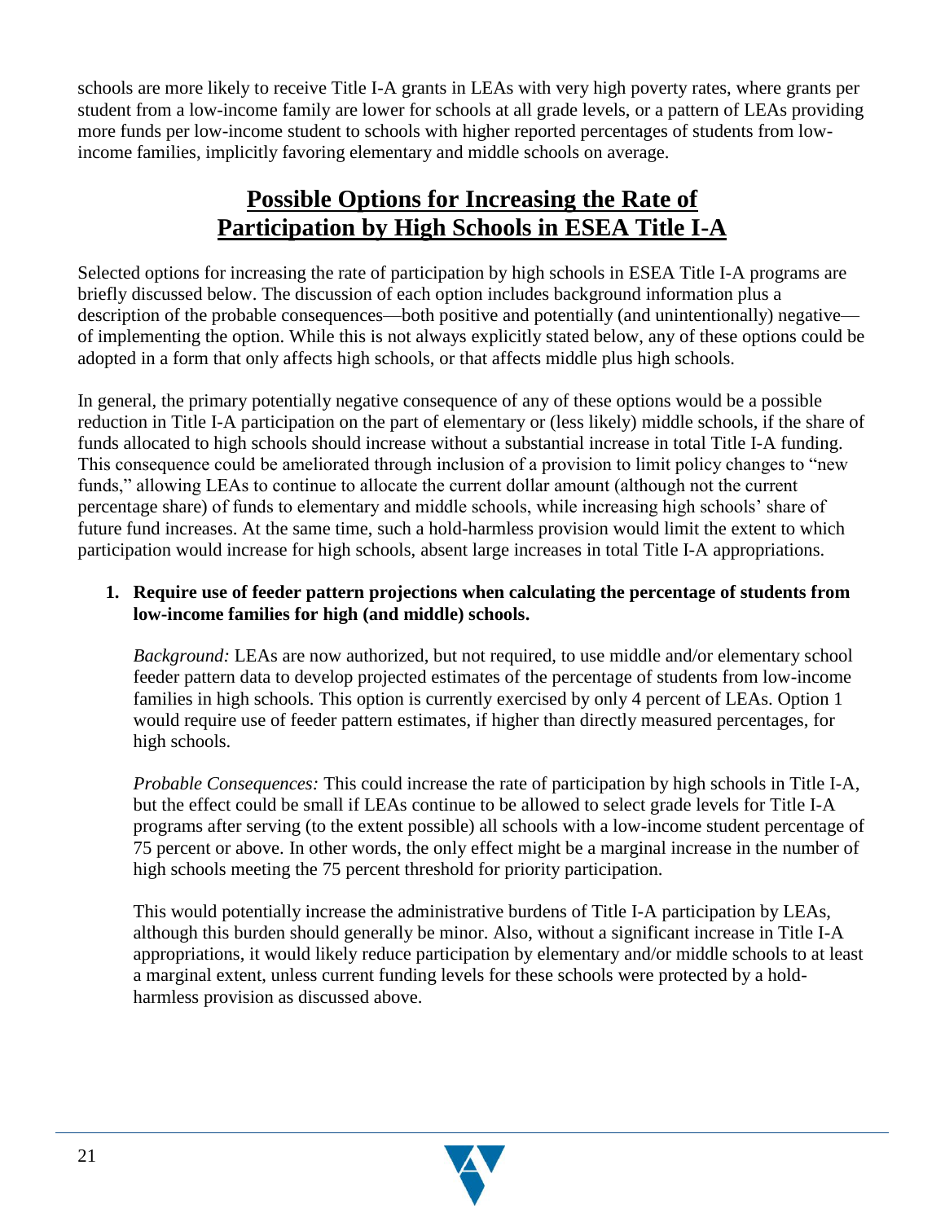schools are more likely to receive Title I-A grants in LEAs with very high poverty rates, where grants per student from a low-income family are lower for schools at all grade levels, or a pattern of LEAs providing more funds per low-income student to schools with higher reported percentages of students from low-income families, implicitly favoring elementary and middle schools on average.

## Possible Options for Increasing the Rate of Participation by High Schools in ESEA Title I-A

Selected options for increasing the rate of participation by high schools in ESEA Title I-A programs are briefly discussed below. The discussion of each option includes background information plus a description of the probable consequences—both positive and potentially (and unintentionally) negative—of implementing the option. While this is not always explicitly stated below, any of these options could be adopted in a form that only affects high schools, or that affects middle plus high schools.

In general, the primary potentially negative consequence of any of these options would be a possible reduction in Title I-A participation on the part of elementary or (less likely) middle schools, if the share of funds allocated to high schools should increase without a substantial increase in total Title I-A funding. This consequence could be ameliorated through inclusion of a provision to limit policy changes to "new funds," allowing LEAs to continue to allocate the current dollar amount (although not the current percentage share) of funds to elementary and middle schools, while increasing high schools' share of future fund increases. At the same time, such a hold-harmless provision would limit the extent to which participation would increase for high schools, absent large increases in total Title I-A appropriations.

1. **Require use of feeder pattern projections when calculating the percentage of students from low-income families for high (and middle) schools.**

   *Background:* LEAs are now authorized, but not required, to use middle and/or elementary school feeder pattern data to develop projected estimates of the percentage of students from low-income families in high schools. This option is currently exercised by only 4 percent of LEAs. Option 1 would require use of feeder pattern estimates, if higher than directly measured percentages, for high schools.

   *Probable Consequences:* This could increase the rate of participation by high schools in Title I-A, but the effect could be small if LEAs continue to be allowed to select grade levels for Title I-A programs after serving (to the extent possible) all schools with a low-income student percentage of 75 percent or above. In other words, the only effect might be a marginal increase in the number of high schools meeting the 75 percent threshold for priority participation.

   This would potentially increase the administrative burdens of Title I-A participation by LEAs, although this burden should generally be minor. Also, without a significant increase in Title I-A appropriations, it would likely reduce participation by elementary and/or middle schools to at least a marginal extent, unless current funding levels for these schools were protected by a hold-harmless provision as discussed above.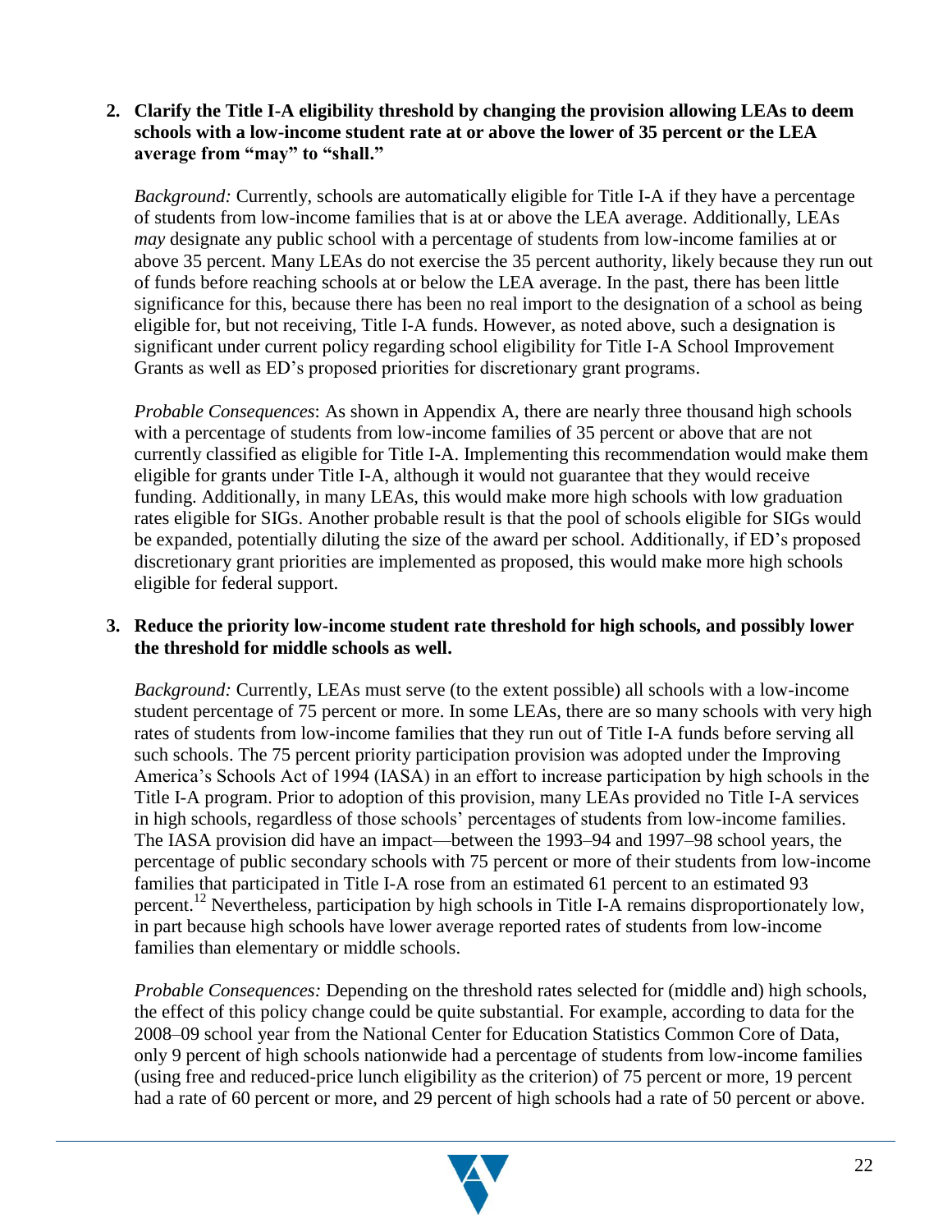2. **Clarify the Title I-A eligibility threshold by changing the provision allowing LEAs to deem schools with a low-income student rate at or above the lower of 35 percent or the LEA average from "may" to "shall."**

   *Background:* Currently, schools are automatically eligible for Title I-A if they have a percentage of students from low-income families that is at or above the LEA average. Additionally, LEAs *may* designate any public school with a percentage of students from low-income families at or above 35 percent. Many LEAs do not exercise the 35 percent authority, likely because they run out of funds before reaching schools at or below the LEA average. In the past, there has been little significance for this, because there has been no real import to the designation of a school as being eligible for, but not receiving, Title I-A funds. However, as noted above, such a designation is significant under current policy regarding school eligibility for Title I-A School Improvement Grants as well as ED's proposed priorities for discretionary grant programs.

   *Probable Consequences*: As shown in Appendix A, there are nearly three thousand high schools with a percentage of students from low-income families of 35 percent or above that are not currently classified as eligible for Title I-A. Implementing this recommendation would make them eligible for grants under Title I-A, although it would not guarantee that they would receive funding. Additionally, in many LEAs, this would make more high schools with low graduation rates eligible for SIGs. Another probable result is that the pool of schools eligible for SIGs would be expanded, potentially diluting the size of the award per school. Additionally, if ED's proposed discretionary grant priorities are implemented as proposed, this would make more high schools eligible for federal support.

3. **Reduce the priority low-income student rate threshold for high schools, and possibly lower the threshold for middle schools as well.**

   *Background:* Currently, LEAs must serve (to the extent possible) all schools with a low-income student percentage of 75 percent or more. In some LEAs, there are so many schools with very high rates of students from low-income families that they run out of Title I-A funds before serving all such schools. The 75 percent priority participation provision was adopted under the Improving America's Schools Act of 1994 (IASA) in an effort to increase participation by high schools in the Title I-A program. Prior to adoption of this provision, many LEAs provided no Title I-A services in high schools, regardless of those schools' percentages of students from low-income families. The IASA provision did have an impact—between the 1993–94 and 1997–98 school years, the percentage of public secondary schools with 75 percent or more of their students from low-income families that participated in Title I-A rose from an estimated 61 percent to an estimated 93 percent.[12] Nevertheless, participation by high schools in Title I-A remains disproportionately low, in part because high schools have lower average reported rates of students from low-income families than elementary or middle schools.

   *Probable Consequences:* Depending on the threshold rates selected for (middle and) high schools, the effect of this policy change could be quite substantial. For example, according to data for the 2008–09 school year from the National Center for Education Statistics Common Core of Data, only 9 percent of high schools nationwide had a percentage of students from low-income families (using free and reduced-price lunch eligibility as the criterion) of 75 percent or more, 19 percent had a rate of 60 percent or more, and 29 percent of high schools had a rate of 50 percent or above.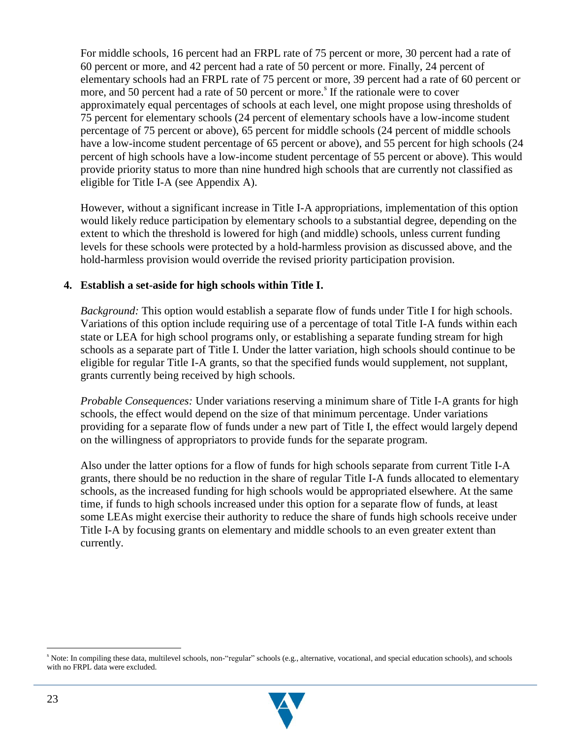For middle schools, 16 percent had an FRPL rate of 75 percent or more, 30 percent had a rate of 60 percent or more, and 42 percent had a rate of 50 percent or more. Finally, 24 percent of elementary schools had an FRPL rate of 75 percent or more, 39 percent had a rate of 60 percent or more, and 50 percent had a rate of 50 percent or more.[s] If the rationale were to cover approximately equal percentages of schools at each level, one might propose using thresholds of 75 percent for elementary schools (24 percent of elementary schools have a low-income student percentage of 75 percent or above), 65 percent for middle schools (24 percent of middle schools have a low-income student percentage of 65 percent or above), and 55 percent for high schools (24 percent of high schools have a low-income student percentage of 55 percent or above). This would provide priority status to more than nine hundred high schools that are currently not classified as eligible for Title I-A (see Appendix A).

However, without a significant increase in Title I-A appropriations, implementation of this option would likely reduce participation by elementary schools to a substantial degree, depending on the extent to which the threshold is lowered for high (and middle) schools, unless current funding levels for these schools were protected by a hold-harmless provision as discussed above, and the hold-harmless provision would override the revised priority participation provision.

**4. Establish a set-aside for high schools within Title I.**

*Background:* This option would establish a separate flow of funds under Title I for high schools. Variations of this option include requiring use of a percentage of total Title I-A funds within each state or LEA for high school programs only, or establishing a separate funding stream for high schools as a separate part of Title I. Under the latter variation, high schools should continue to be eligible for regular Title I-A grants, so that the specified funds would supplement, not supplant, grants currently being received by high schools.

*Probable Consequences:* Under variations reserving a minimum share of Title I-A grants for high schools, the effect would depend on the size of that minimum percentage. Under variations providing for a separate flow of funds under a new part of Title I, the effect would largely depend on the willingness of appropriators to provide funds for the separate program.

Also under the latter options for a flow of funds for high schools separate from current Title I-A grants, there should be no reduction in the share of regular Title I-A funds allocated to elementary schools, as the increased funding for high schools would be appropriated elsewhere. At the same time, if funds to high schools increased under this option for a separate flow of funds, at least some LEAs might exercise their authority to reduce the share of funds high schools receive under Title I-A by focusing grants on elementary and middle schools to an even greater extent than currently.

---

[s] Note: In compiling these data, multilevel schools, non-"regular" schools (e.g., alternative, vocational, and special education schools), and schools with no FRPL data were excluded.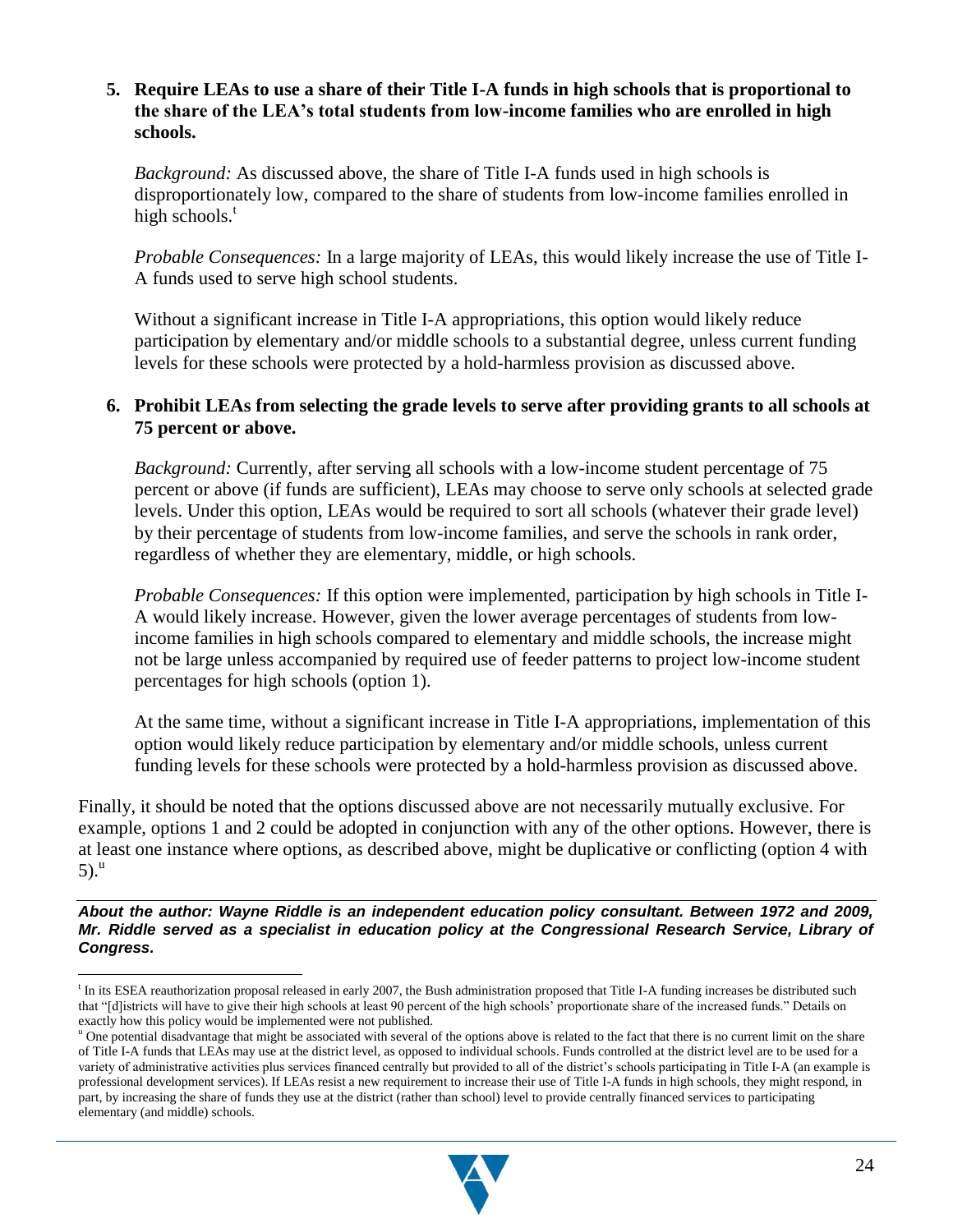**5. Require LEAs to use a share of their Title I-A funds in high schools that is proportional to the share of the LEA's total students from low-income families who are enrolled in high schools.**

*Background:* As discussed above, the share of Title I-A funds used in high schools is disproportionately low, compared to the share of students from low-income families enrolled in high schools.[t]

*Probable Consequences:* In a large majority of LEAs, this would likely increase the use of Title I-A funds used to serve high school students.

Without a significant increase in Title I-A appropriations, this option would likely reduce participation by elementary and/or middle schools to a substantial degree, unless current funding levels for these schools were protected by a hold-harmless provision as discussed above.

**6. Prohibit LEAs from selecting the grade levels to serve after providing grants to all schools at 75 percent or above.**

*Background:* Currently, after serving all schools with a low-income student percentage of 75 percent or above (if funds are sufficient), LEAs may choose to serve only schools at selected grade levels. Under this option, LEAs would be required to sort all schools (whatever their grade level) by their percentage of students from low-income families, and serve the schools in rank order, regardless of whether they are elementary, middle, or high schools.

*Probable Consequences:* If this option were implemented, participation by high schools in Title I-A would likely increase. However, given the lower average percentages of students from low-income families in high schools compared to elementary and middle schools, the increase might not be large unless accompanied by required use of feeder patterns to project low-income student percentages for high schools (option 1).

At the same time, without a significant increase in Title I-A appropriations, implementation of this option would likely reduce participation by elementary and/or middle schools, unless current funding levels for these schools were protected by a hold-harmless provision as discussed above.

Finally, it should be noted that the options discussed above are not necessarily mutually exclusive. For example, options 1 and 2 could be adopted in conjunction with any of the other options. However, there is at least one instance where options, as described above, might be duplicative or conflicting (option 4 with 5).[u]

***About the author: Wayne Riddle is an independent education policy consultant. Between 1972 and 2009, Mr. Riddle served as a specialist in education policy at the Congressional Research Service, Library of Congress.***

---

[t] In its ESEA reauthorization proposal released in early 2007, the Bush administration proposed that Title I-A funding increases be distributed such that "[d]istricts will have to give their high schools at least 90 percent of the high schools' proportionate share of the increased funds." Details on exactly how this policy would be implemented were not published.

[u] One potential disadvantage that might be associated with several of the options above is related to the fact that there is no current limit on the share of Title I-A funds that LEAs may use at the district level, as opposed to individual schools. Funds controlled at the district level are to be used for a variety of administrative activities plus services financed centrally but provided to all of the district's schools participating in Title I-A (an example is professional development services). If LEAs resist a new requirement to increase their use of Title I-A funds in high schools, they might respond, in part, by increasing the share of funds they use at the district (rather than school) level to provide centrally financed services to participating elementary (and middle) schools.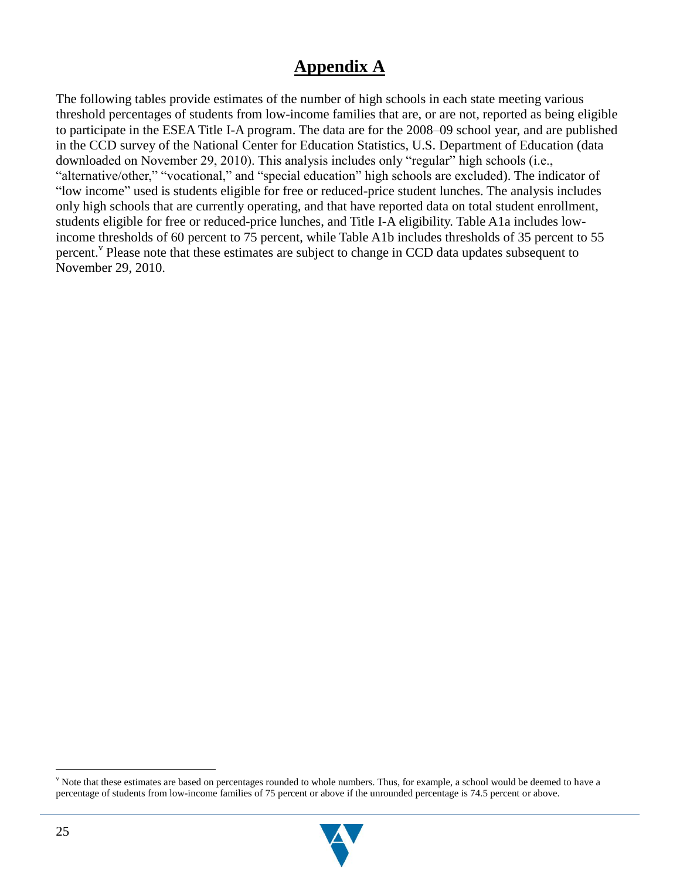# Appendix A

The following tables provide estimates of the number of high schools in each state meeting various threshold percentages of students from low-income families that are, or are not, reported as being eligible to participate in the ESEA Title I-A program. The data are for the 2008–09 school year, and are published in the CCD survey of the National Center for Education Statistics, U.S. Department of Education (data downloaded on November 29, 2010). This analysis includes only "regular" high schools (i.e., "alternative/other," "vocational," and "special education" high schools are excluded). The indicator of "low income" used is students eligible for free or reduced-price student lunches. The analysis includes only high schools that are currently operating, and that have reported data on total student enrollment, students eligible for free or reduced-price lunches, and Title I-A eligibility. Table A1a includes low-income thresholds of 60 percent to 75 percent, while Table A1b includes thresholds of 35 percent to 55 percent.[v] Please note that these estimates are subject to change in CCD data updates subsequent to November 29, 2010.

[v] Note that these estimates are based on percentages rounded to whole numbers. Thus, for example, a school would be deemed to have a percentage of students from low-income families of 75 percent or above if the unrounded percentage is 74.5 percent or above.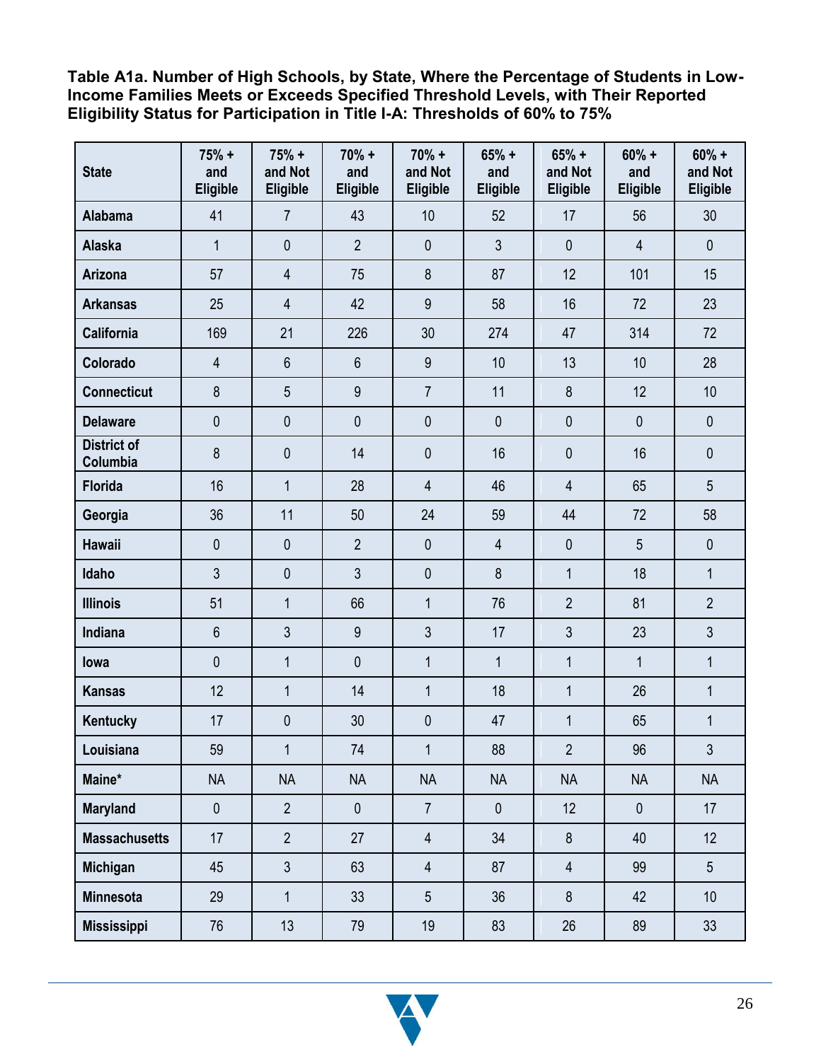**Table A1a. Number of High Schools, by State, Where the Percentage of Students in Low-Income Families Meets or Exceeds Specified Threshold Levels, with Their Reported Eligibility Status for Participation in Title I-A: Thresholds of 60% to 75%**

| State | 75% + and Eligible | 75% + and Not Eligible | 70% + and Eligible | 70% + and Not Eligible | 65% + and Eligible | 65% + and Not Eligible | 60% + and Eligible | 60% + and Not Eligible |
|---|---|---|---|---|---|---|---|---|
| Alabama | 41 | 7 | 43 | 10 | 52 | 17 | 56 | 30 |
| Alaska | 1 | 0 | 2 | 0 | 3 | 0 | 4 | 0 |
| Arizona | 57 | 4 | 75 | 8 | 87 | 12 | 101 | 15 |
| Arkansas | 25 | 4 | 42 | 9 | 58 | 16 | 72 | 23 |
| California | 169 | 21 | 226 | 30 | 274 | 47 | 314 | 72 |
| Colorado | 4 | 6 | 6 | 9 | 10 | 13 | 10 | 28 |
| Connecticut | 8 | 5 | 9 | 7 | 11 | 8 | 12 | 10 |
| Delaware | 0 | 0 | 0 | 0 | 0 | 0 | 0 | 0 |
| District of Columbia | 8 | 0 | 14 | 0 | 16 | 0 | 16 | 0 |
| Florida | 16 | 1 | 28 | 4 | 46 | 4 | 65 | 5 |
| Georgia | 36 | 11 | 50 | 24 | 59 | 44 | 72 | 58 |
| Hawaii | 0 | 0 | 2 | 0 | 4 | 0 | 5 | 0 |
| Idaho | 3 | 0 | 3 | 0 | 8 | 1 | 18 | 1 |
| Illinois | 51 | 1 | 66 | 1 | 76 | 2 | 81 | 2 |
| Indiana | 6 | 3 | 9 | 3 | 17 | 3 | 23 | 3 |
| Iowa | 0 | 1 | 0 | 1 | 1 | 1 | 1 | 1 |
| Kansas | 12 | 1 | 14 | 1 | 18 | 1 | 26 | 1 |
| Kentucky | 17 | 0 | 30 | 0 | 47 | 1 | 65 | 1 |
| Louisiana | 59 | 1 | 74 | 1 | 88 | 2 | 96 | 3 |
| Maine* | NA | NA | NA | NA | NA | NA | NA | NA |
| Maryland | 0 | 2 | 0 | 7 | 0 | 12 | 0 | 17 |
| Massachusetts | 17 | 2 | 27 | 4 | 34 | 8 | 40 | 12 |
| Michigan | 45 | 3 | 63 | 4 | 87 | 4 | 99 | 5 |
| Minnesota | 29 | 1 | 33 | 5 | 36 | 8 | 42 | 10 |
| Mississippi | 76 | 13 | 79 | 19 | 83 | 26 | 89 | 33 |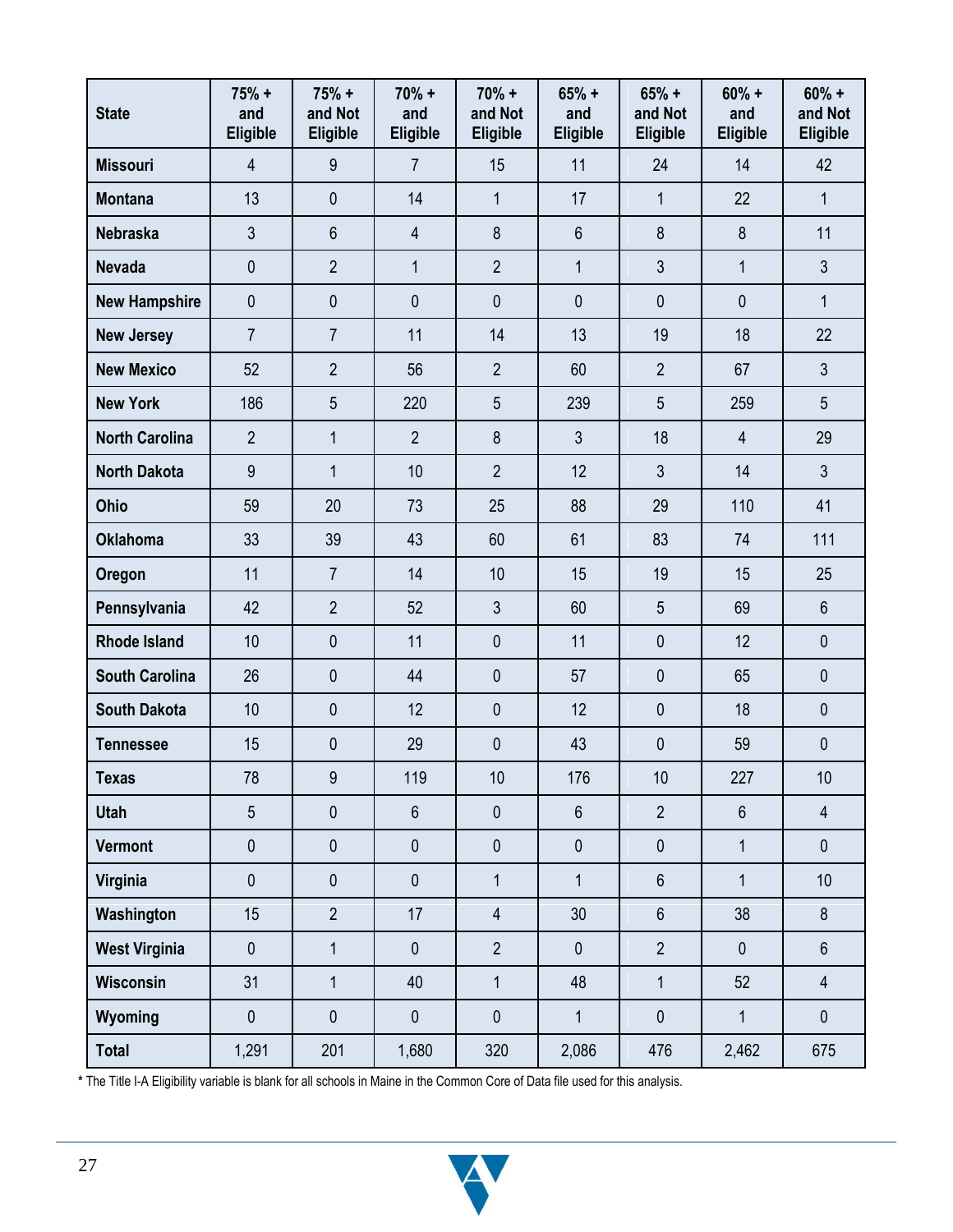| State | 75% + and Eligible | 75% + and Not Eligible | 70% + and Eligible | 70% + and Not Eligible | 65% + and Eligible | 65% + and Not Eligible | 60% + and Eligible | 60% + and Not Eligible |
|---|---|---|---|---|---|---|---|---|
| Missouri | 4 | 9 | 7 | 15 | 11 | 24 | 14 | 42 |
| Montana | 13 | 0 | 14 | 1 | 17 | 1 | 22 | 1 |
| Nebraska | 3 | 6 | 4 | 8 | 6 | 8 | 8 | 11 |
| Nevada | 0 | 2 | 1 | 2 | 1 | 3 | 1 | 3 |
| New Hampshire | 0 | 0 | 0 | 0 | 0 | 0 | 0 | 1 |
| New Jersey | 7 | 7 | 11 | 14 | 13 | 19 | 18 | 22 |
| New Mexico | 52 | 2 | 56 | 2 | 60 | 2 | 67 | 3 |
| New York | 186 | 5 | 220 | 5 | 239 | 5 | 259 | 5 |
| North Carolina | 2 | 1 | 2 | 8 | 3 | 18 | 4 | 29 |
| North Dakota | 9 | 1 | 10 | 2 | 12 | 3 | 14 | 3 |
| Ohio | 59 | 20 | 73 | 25 | 88 | 29 | 110 | 41 |
| Oklahoma | 33 | 39 | 43 | 60 | 61 | 83 | 74 | 111 |
| Oregon | 11 | 7 | 14 | 10 | 15 | 19 | 15 | 25 |
| Pennsylvania | 42 | 2 | 52 | 3 | 60 | 5 | 69 | 6 |
| Rhode Island | 10 | 0 | 11 | 0 | 11 | 0 | 12 | 0 |
| South Carolina | 26 | 0 | 44 | 0 | 57 | 0 | 65 | 0 |
| South Dakota | 10 | 0 | 12 | 0 | 12 | 0 | 18 | 0 |
| Tennessee | 15 | 0 | 29 | 0 | 43 | 0 | 59 | 0 |
| Texas | 78 | 9 | 119 | 10 | 176 | 10 | 227 | 10 |
| Utah | 5 | 0 | 6 | 0 | 6 | 2 | 6 | 4 |
| Vermont | 0 | 0 | 0 | 0 | 0 | 0 | 1 | 0 |
| Virginia | 0 | 0 | 0 | 1 | 1 | 6 | 1 | 10 |
| Washington | 15 | 2 | 17 | 4 | 30 | 6 | 38 | 8 |
| West Virginia | 0 | 1 | 0 | 2 | 0 | 2 | 0 | 6 |
| Wisconsin | 31 | 1 | 40 | 1 | 48 | 1 | 52 | 4 |
| Wyoming | 0 | 0 | 0 | 0 | 1 | 0 | 1 | 0 |
| Total | 1,291 | 201 | 1,680 | 320 | 2,086 | 476 | 2,462 | 675 |

* The Title I-A Eligibility variable is blank for all schools in Maine in the Common Core of Data file used for this analysis.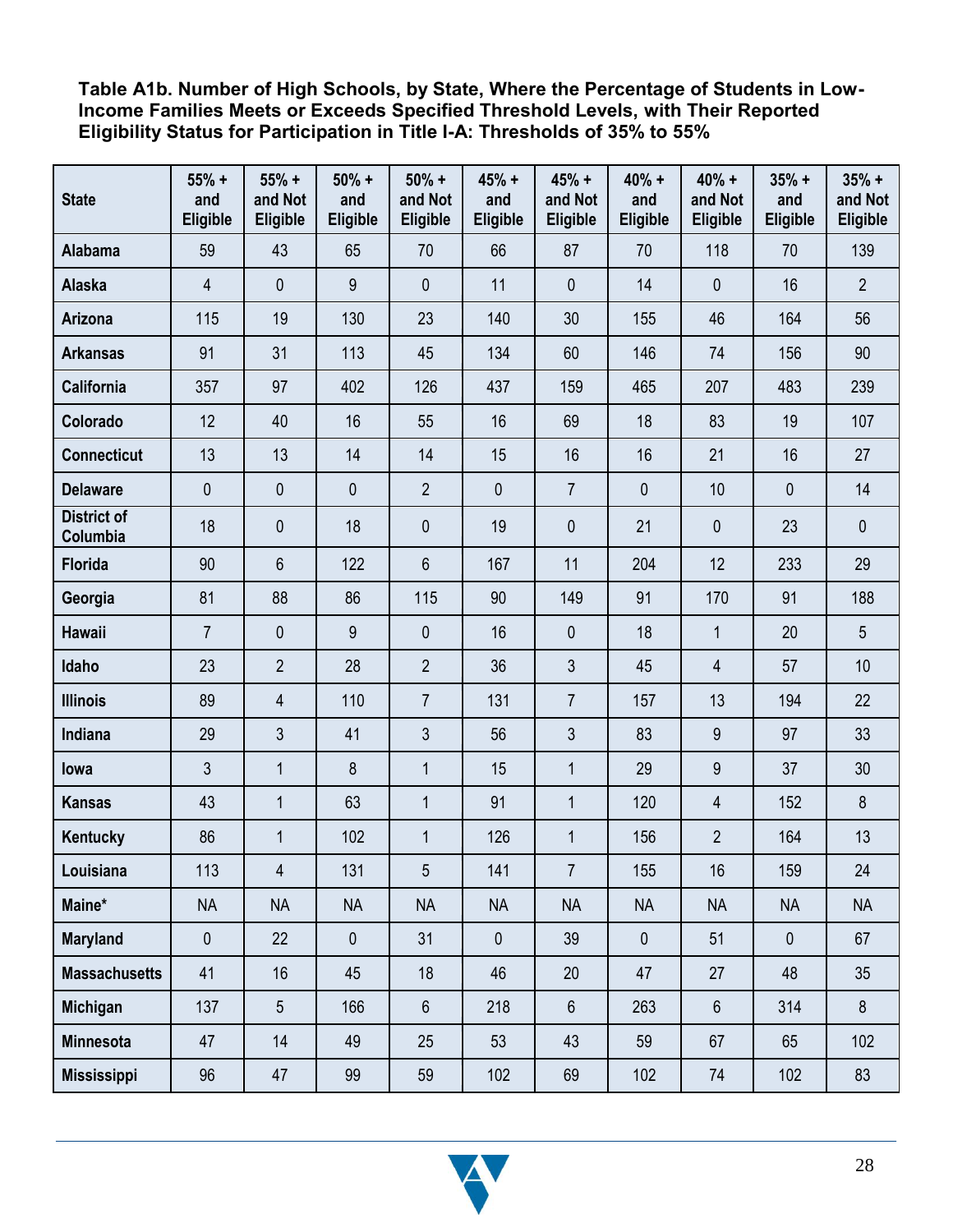**Table A1b. Number of High Schools, by State, Where the Percentage of Students in Low-Income Families Meets or Exceeds Specified Threshold Levels, with Their Reported Eligibility Status for Participation in Title I-A: Thresholds of 35% to 55%**

| State | 55% + and Eligible | 55% + and Not Eligible | 50% + and Eligible | 50% + and Not Eligible | 45% + and Eligible | 45% + and Not Eligible | 40% + and Eligible | 40% + and Not Eligible | 35% + and Eligible | 35% + and Not Eligible |
|---|---|---|---|---|---|---|---|---|---|---|
| Alabama | 59 | 43 | 65 | 70 | 66 | 87 | 70 | 118 | 70 | 139 |
| Alaska | 4 | 0 | 9 | 0 | 11 | 0 | 14 | 0 | 16 | 2 |
| Arizona | 115 | 19 | 130 | 23 | 140 | 30 | 155 | 46 | 164 | 56 |
| Arkansas | 91 | 31 | 113 | 45 | 134 | 60 | 146 | 74 | 156 | 90 |
| California | 357 | 97 | 402 | 126 | 437 | 159 | 465 | 207 | 483 | 239 |
| Colorado | 12 | 40 | 16 | 55 | 16 | 69 | 18 | 83 | 19 | 107 |
| Connecticut | 13 | 13 | 14 | 14 | 15 | 16 | 16 | 21 | 16 | 27 |
| Delaware | 0 | 0 | 0 | 2 | 0 | 7 | 0 | 10 | 0 | 14 |
| District of Columbia | 18 | 0 | 18 | 0 | 19 | 0 | 21 | 0 | 23 | 0 |
| Florida | 90 | 6 | 122 | 6 | 167 | 11 | 204 | 12 | 233 | 29 |
| Georgia | 81 | 88 | 86 | 115 | 90 | 149 | 91 | 170 | 91 | 188 |
| Hawaii | 7 | 0 | 9 | 0 | 16 | 0 | 18 | 1 | 20 | 5 |
| Idaho | 23 | 2 | 28 | 2 | 36 | 3 | 45 | 4 | 57 | 10 |
| Illinois | 89 | 4 | 110 | 7 | 131 | 7 | 157 | 13 | 194 | 22 |
| Indiana | 29 | 3 | 41 | 3 | 56 | 3 | 83 | 9 | 97 | 33 |
| Iowa | 3 | 1 | 8 | 1 | 15 | 1 | 29 | 9 | 37 | 30 |
| Kansas | 43 | 1 | 63 | 1 | 91 | 1 | 120 | 4 | 152 | 8 |
| Kentucky | 86 | 1 | 102 | 1 | 126 | 1 | 156 | 2 | 164 | 13 |
| Louisiana | 113 | 4 | 131 | 5 | 141 | 7 | 155 | 16 | 159 | 24 |
| Maine* | NA | NA | NA | NA | NA | NA | NA | NA | NA | NA |
| Maryland | 0 | 22 | 0 | 31 | 0 | 39 | 0 | 51 | 0 | 67 |
| Massachusetts | 41 | 16 | 45 | 18 | 46 | 20 | 47 | 27 | 48 | 35 |
| Michigan | 137 | 5 | 166 | 6 | 218 | 6 | 263 | 6 | 314 | 8 |
| Minnesota | 47 | 14 | 49 | 25 | 53 | 43 | 59 | 67 | 65 | 102 |
| Mississippi | 96 | 47 | 99 | 59 | 102 | 69 | 102 | 74 | 102 | 83 |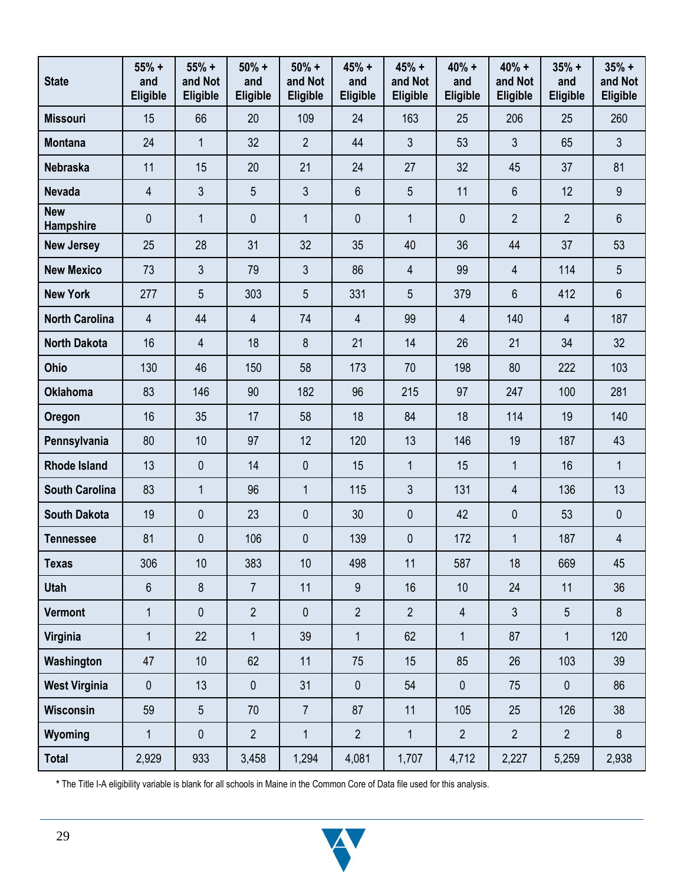| State | 55% + and Eligible | 55% + and Not Eligible | 50% + and Eligible | 50% + and Not Eligible | 45% + and Eligible | 45% + and Not Eligible | 40% + and Eligible | 40% + and Not Eligible | 35% + and Eligible | 35% + and Not Eligible |
|---|---|---|---|---|---|---|---|---|---|---|
| Missouri | 15 | 66 | 20 | 109 | 24 | 163 | 25 | 206 | 25 | 260 |
| Montana | 24 | 1 | 32 | 2 | 44 | 3 | 53 | 3 | 65 | 3 |
| Nebraska | 11 | 15 | 20 | 21 | 24 | 27 | 32 | 45 | 37 | 81 |
| Nevada | 4 | 3 | 5 | 3 | 6 | 5 | 11 | 6 | 12 | 9 |
| New Hampshire | 0 | 1 | 0 | 1 | 0 | 1 | 0 | 2 | 2 | 6 |
| New Jersey | 25 | 28 | 31 | 32 | 35 | 40 | 36 | 44 | 37 | 53 |
| New Mexico | 73 | 3 | 79 | 3 | 86 | 4 | 99 | 4 | 114 | 5 |
| New York | 277 | 5 | 303 | 5 | 331 | 5 | 379 | 6 | 412 | 6 |
| North Carolina | 4 | 44 | 4 | 74 | 4 | 99 | 4 | 140 | 4 | 187 |
| North Dakota | 16 | 4 | 18 | 8 | 21 | 14 | 26 | 21 | 34 | 32 |
| Ohio | 130 | 46 | 150 | 58 | 173 | 70 | 198 | 80 | 222 | 103 |
| Oklahoma | 83 | 146 | 90 | 182 | 96 | 215 | 97 | 247 | 100 | 281 |
| Oregon | 16 | 35 | 17 | 58 | 18 | 84 | 18 | 114 | 19 | 140 |
| Pennsylvania | 80 | 10 | 97 | 12 | 120 | 13 | 146 | 19 | 187 | 43 |
| Rhode Island | 13 | 0 | 14 | 0 | 15 | 1 | 15 | 1 | 16 | 1 |
| South Carolina | 83 | 1 | 96 | 1 | 115 | 3 | 131 | 4 | 136 | 13 |
| South Dakota | 19 | 0 | 23 | 0 | 30 | 0 | 42 | 0 | 53 | 0 |
| Tennessee | 81 | 0 | 106 | 0 | 139 | 0 | 172 | 1 | 187 | 4 |
| Texas | 306 | 10 | 383 | 10 | 498 | 11 | 587 | 18 | 669 | 45 |
| Utah | 6 | 8 | 7 | 11 | 9 | 16 | 10 | 24 | 11 | 36 |
| Vermont | 1 | 0 | 2 | 0 | 2 | 2 | 4 | 3 | 5 | 8 |
| Virginia | 1 | 22 | 1 | 39 | 1 | 62 | 1 | 87 | 1 | 120 |
| Washington | 47 | 10 | 62 | 11 | 75 | 15 | 85 | 26 | 103 | 39 |
| West Virginia | 0 | 13 | 0 | 31 | 0 | 54 | 0 | 75 | 0 | 86 |
| Wisconsin | 59 | 5 | 70 | 7 | 87 | 11 | 105 | 25 | 126 | 38 |
| Wyoming | 1 | 0 | 2 | 1 | 2 | 1 | 2 | 2 | 2 | 8 |
| **Total** | 2,929 | 933 | 3,458 | 1,294 | 4,081 | 1,707 | 4,712 | 2,227 | 5,259 | 2,938 |

* The Title I-A eligibility variable is blank for all schools in Maine in the Common Core of Data file used for this analysis.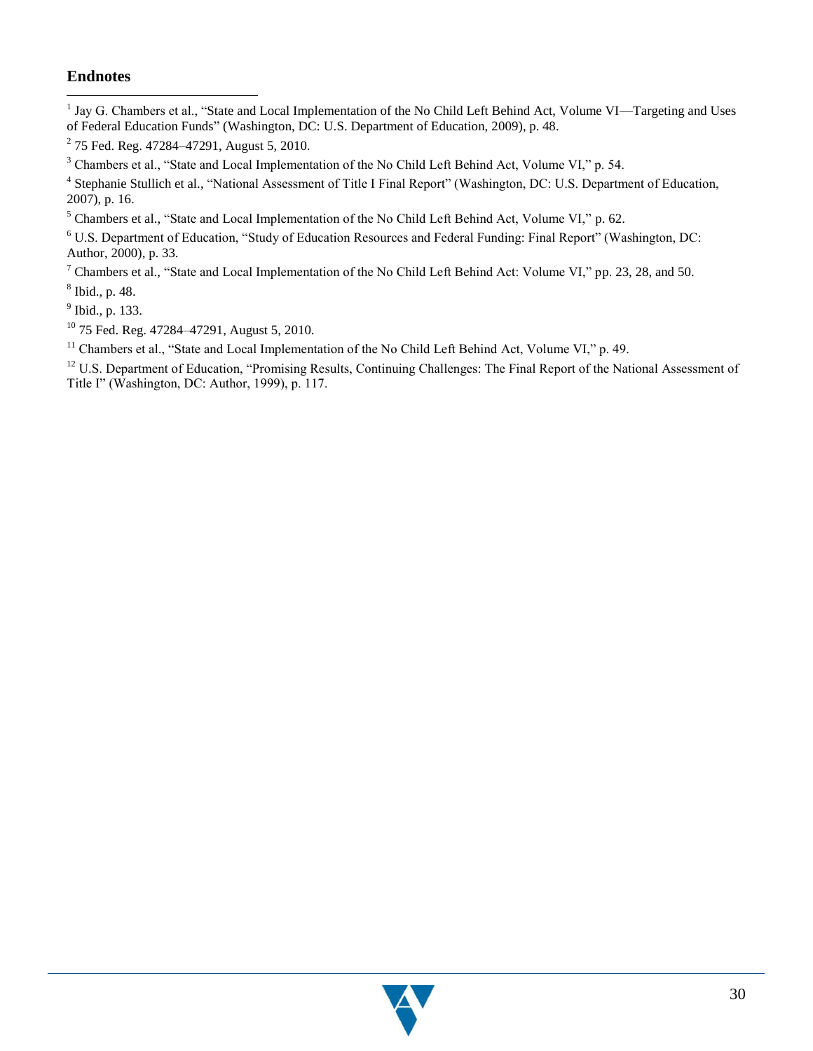## Endnotes

[1] Jay G. Chambers et al., “State and Local Implementation of the No Child Left Behind Act, Volume VI—Targeting and Uses of Federal Education Funds” (Washington, DC: U.S. Department of Education, 2009), p. 48.

[2] 75 Fed. Reg. 47284–47291, August 5, 2010.

[3] Chambers et al., “State and Local Implementation of the No Child Left Behind Act, Volume VI,” p. 54.

[4] Stephanie Stullich et al., “National Assessment of Title I Final Report” (Washington, DC: U.S. Department of Education, 2007), p. 16.

[5] Chambers et al., “State and Local Implementation of the No Child Left Behind Act, Volume VI,” p. 62.

[6] U.S. Department of Education, “Study of Education Resources and Federal Funding: Final Report” (Washington, DC: Author, 2000), p. 33.

[7] Chambers et al., “State and Local Implementation of the No Child Left Behind Act: Volume VI,” pp. 23, 28, and 50.

[8] Ibid., p. 48.

[9] Ibid., p. 133.

[10] 75 Fed. Reg. 47284–47291, August 5, 2010.

[11] Chambers et al., “State and Local Implementation of the No Child Left Behind Act, Volume VI,” p. 49.

[12] U.S. Department of Education, “Promising Results, Continuing Challenges: The Final Report of the National Assessment of Title I” (Washington, DC: Author, 1999), p. 117.